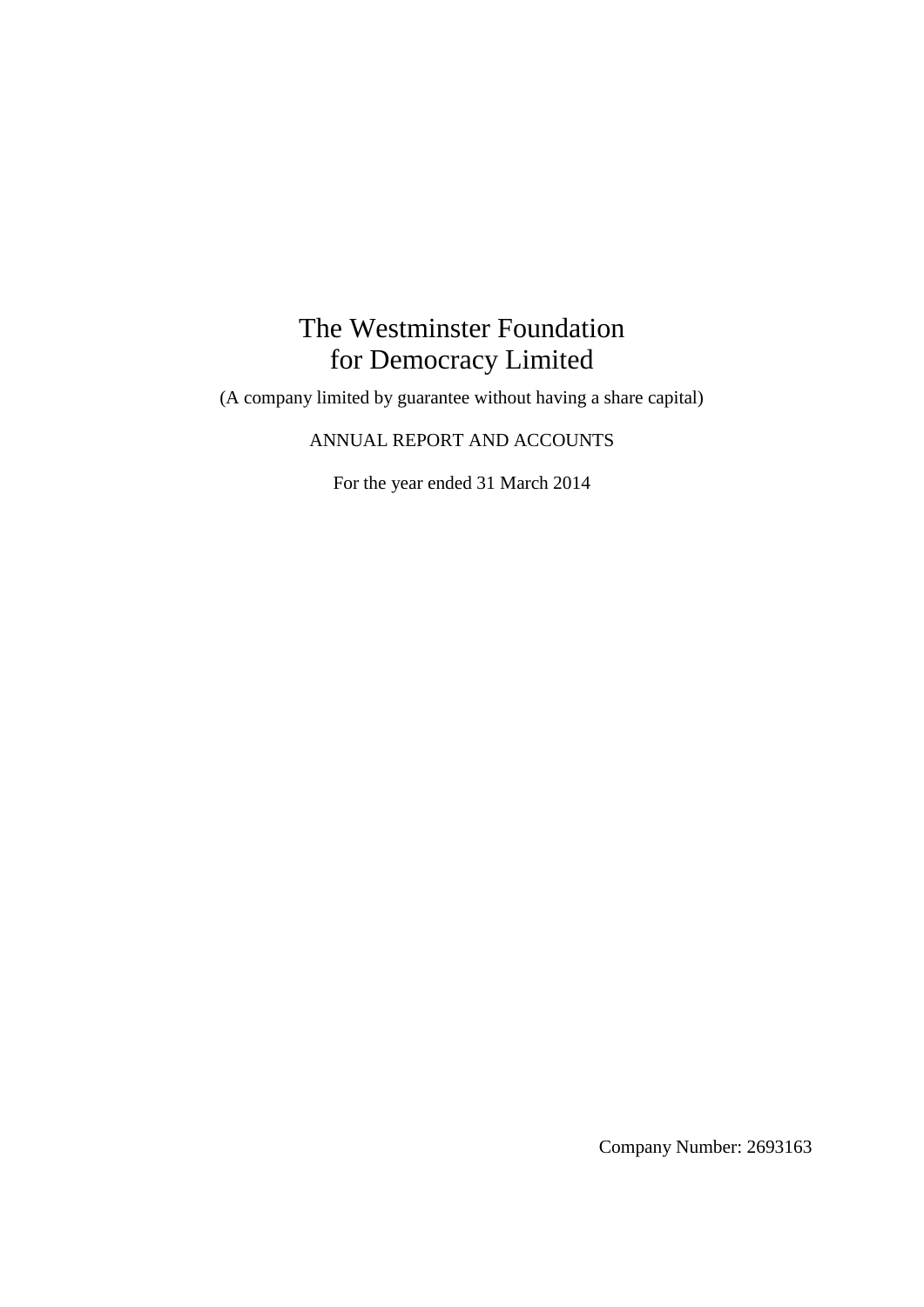# The Westminster Foundation for Democracy Limited

(A company limited by guarantee without having a share capital)

ANNUAL REPORT AND ACCOUNTS

For the year ended 31 March 2014

Company Number: 2693163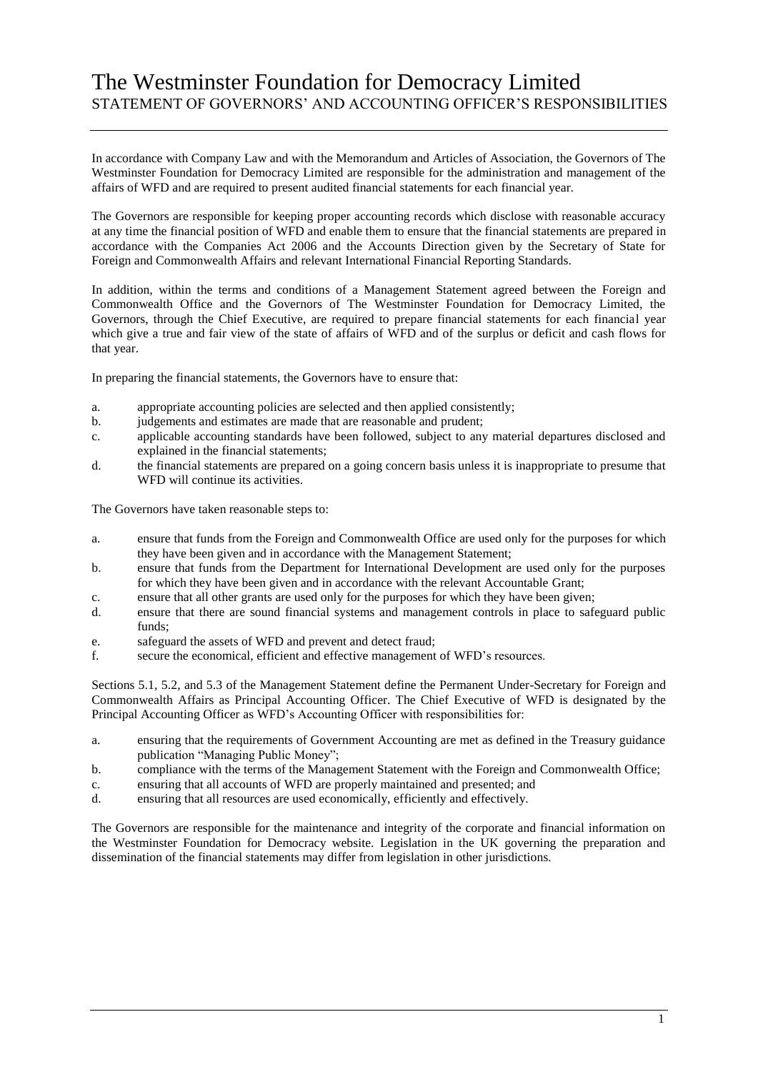# The Westminster Foundation for Democracy Limited

## STATEMENT OF GOVERNORS' AND ACCOUNTING OFFICER'S RESPONSIBILITIES

In accordance with Company Law and with the Memorandum and Articles of Association, the Governors of The Westminster Foundation for Democracy Limited are responsible for the administration and management of the affairs of WFD and are required to present audited financial statements for each financial year.

The Governors are responsible for keeping proper accounting records which disclose with reasonable accuracy at any time the financial position of WFD and enable them to ensure that the financial statements are prepared in accordance with the Companies Act 2006 and the Accounts Direction given by the Secretary of State for Foreign and Commonwealth Affairs and relevant International Financial Reporting Standards.

In addition, within the terms and conditions of a Management Statement agreed between the Foreign and Commonwealth Office and the Governors of The Westminster Foundation for Democracy Limited, the Governors, through the Chief Executive, are required to prepare financial statements for each financial year which give a true and fair view of the state of affairs of WFD and of the surplus or deficit and cash flows for that year.

In preparing the financial statements, the Governors have to ensure that:

a. appropriate accounting policies are selected and then applied consistently;
b. judgements and estimates are made that are reasonable and prudent;
c. applicable accounting standards have been followed, subject to any material departures disclosed and explained in the financial statements;
d. the financial statements are prepared on a going concern basis unless it is inappropriate to presume that WFD will continue its activities.

The Governors have taken reasonable steps to:

a. ensure that funds from the Foreign and Commonwealth Office are used only for the purposes for which they have been given and in accordance with the Management Statement;
b. ensure that funds from the Department for International Development are used only for the purposes for which they have been given and in accordance with the relevant Accountable Grant;
c. ensure that all other grants are used only for the purposes for which they have been given;
d. ensure that there are sound financial systems and management controls in place to safeguard public funds;
e. safeguard the assets of WFD and prevent and detect fraud;
f. secure the economical, efficient and effective management of WFD's resources.

Sections 5.1, 5.2, and 5.3 of the Management Statement define the Permanent Under-Secretary for Foreign and Commonwealth Affairs as Principal Accounting Officer. The Chief Executive of WFD is designated by the Principal Accounting Officer as WFD's Accounting Officer with responsibilities for:

a. ensuring that the requirements of Government Accounting are met as defined in the Treasury guidance publication "Managing Public Money";
b. compliance with the terms of the Management Statement with the Foreign and Commonwealth Office;
c. ensuring that all accounts of WFD are properly maintained and presented; and
d. ensuring that all resources are used economically, efficiently and effectively.

The Governors are responsible for the maintenance and integrity of the corporate and financial information on the Westminster Foundation for Democracy website. Legislation in the UK governing the preparation and dissemination of the financial statements may differ from legislation in other jurisdictions.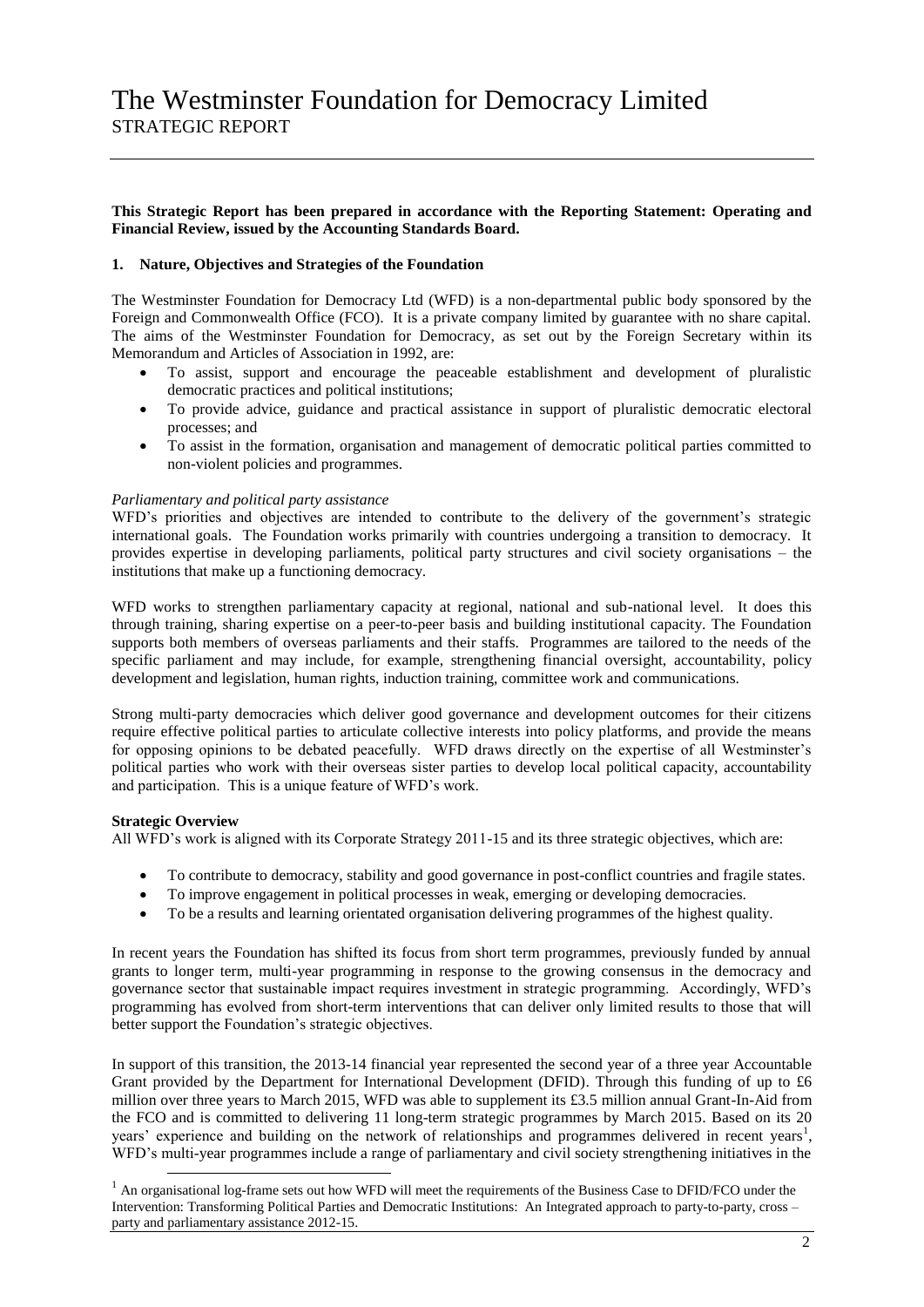# The Westminster Foundation for Democracy Limited
STRATEGIC REPORT

**This Strategic Report has been prepared in accordance with the Reporting Statement: Operating and Financial Review, issued by the Accounting Standards Board.**

## 1. Nature, Objectives and Strategies of the Foundation

The Westminster Foundation for Democracy Ltd (WFD) is a non-departmental public body sponsored by the Foreign and Commonwealth Office (FCO). It is a private company limited by guarantee with no share capital. The aims of the Westminster Foundation for Democracy, as set out by the Foreign Secretary within its Memorandum and Articles of Association in 1992, are:

- To assist, support and encourage the peaceable establishment and development of pluralistic democratic practices and political institutions;
- To provide advice, guidance and practical assistance in support of pluralistic democratic electoral processes; and
- To assist in the formation, organisation and management of democratic political parties committed to non-violent policies and programmes.

*Parliamentary and political party assistance*

WFD's priorities and objectives are intended to contribute to the delivery of the government's strategic international goals. The Foundation works primarily with countries undergoing a transition to democracy. It provides expertise in developing parliaments, political party structures and civil society organisations – the institutions that make up a functioning democracy.

WFD works to strengthen parliamentary capacity at regional, national and sub-national level. It does this through training, sharing expertise on a peer-to-peer basis and building institutional capacity. The Foundation supports both members of overseas parliaments and their staffs. Programmes are tailored to the needs of the specific parliament and may include, for example, strengthening financial oversight, accountability, policy development and legislation, human rights, induction training, committee work and communications.

Strong multi-party democracies which deliver good governance and development outcomes for their citizens require effective political parties to articulate collective interests into policy platforms, and provide the means for opposing opinions to be debated peacefully. WFD draws directly on the expertise of all Westminster's political parties who work with their overseas sister parties to develop local political capacity, accountability and participation. This is a unique feature of WFD's work.

**Strategic Overview**

All WFD's work is aligned with its Corporate Strategy 2011-15 and its three strategic objectives, which are:

- To contribute to democracy, stability and good governance in post-conflict countries and fragile states.
- To improve engagement in political processes in weak, emerging or developing democracies.
- To be a results and learning orientated organisation delivering programmes of the highest quality.

In recent years the Foundation has shifted its focus from short term programmes, previously funded by annual grants to longer term, multi-year programming in response to the growing consensus in the democracy and governance sector that sustainable impact requires investment in strategic programming. Accordingly, WFD's programming has evolved from short-term interventions that can deliver only limited results to those that will better support the Foundation's strategic objectives.

In support of this transition, the 2013-14 financial year represented the second year of a three year Accountable Grant provided by the Department for International Development (DFID). Through this funding of up to £6 million over three years to March 2015, WFD was able to supplement its £3.5 million annual Grant-In-Aid from the FCO and is committed to delivering 11 long-term strategic programmes by March 2015. Based on its 20 years' experience and building on the network of relationships and programmes delivered in recent years[1], WFD's multi-year programmes include a range of parliamentary and civil society strengthening initiatives in the

[1] An organisational log-frame sets out how WFD will meet the requirements of the Business Case to DFID/FCO under the Intervention: Transforming Political Parties and Democratic Institutions: An Integrated approach to party-to-party, cross – party and parliamentary assistance 2012-15.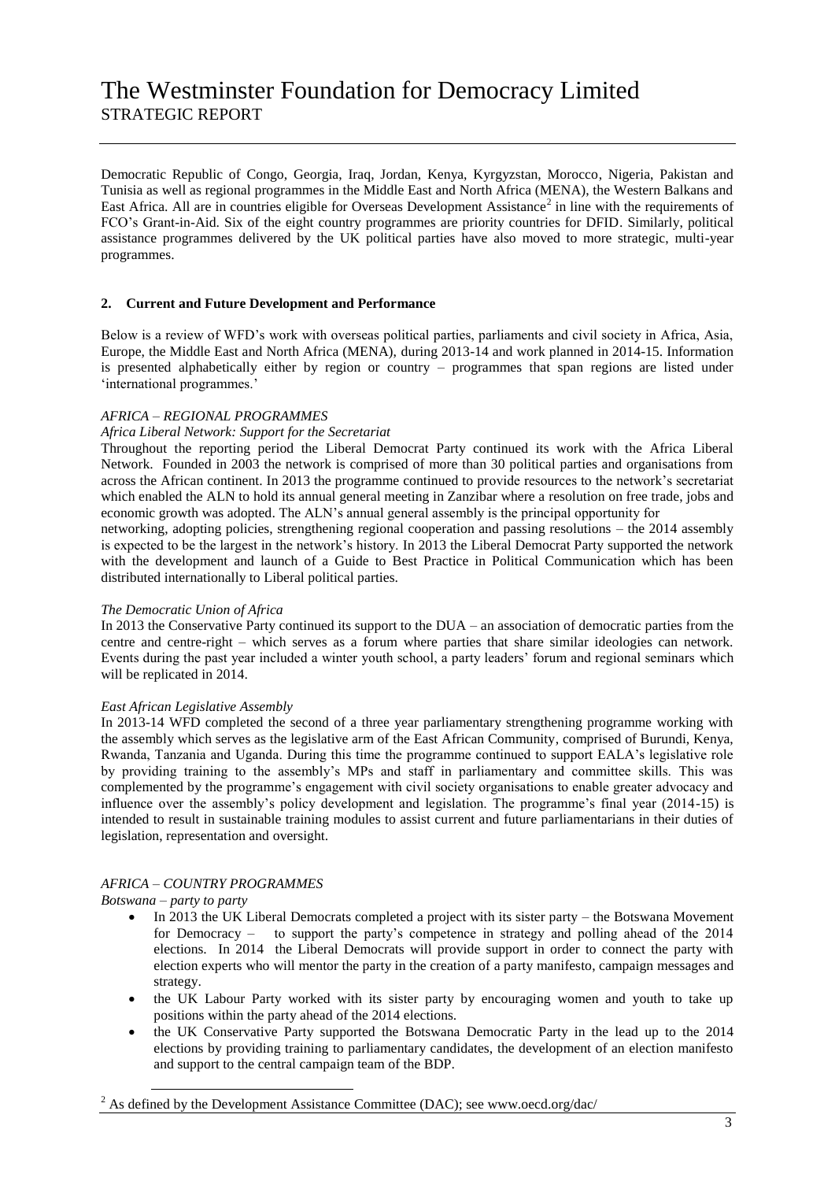Democratic Republic of Congo, Georgia, Iraq, Jordan, Kenya, Kyrgyzstan, Morocco, Nigeria, Pakistan and Tunisia as well as regional programmes in the Middle East and North Africa (MENA), the Western Balkans and East Africa. All are in countries eligible for Overseas Development Assistance[2] in line with the requirements of FCO's Grant-in-Aid. Six of the eight country programmes are priority countries for DFID. Similarly, political assistance programmes delivered by the UK political parties have also moved to more strategic, multi-year programmes.

## 2. Current and Future Development and Performance

Below is a review of WFD's work with overseas political parties, parliaments and civil society in Africa, Asia, Europe, the Middle East and North Africa (MENA), during 2013-14 and work planned in 2014-15. Information is presented alphabetically either by region or country – programmes that span regions are listed under 'international programmes.'

*AFRICA – REGIONAL PROGRAMMES*

*Africa Liberal Network: Support for the Secretariat*

Throughout the reporting period the Liberal Democrat Party continued its work with the Africa Liberal Network. Founded in 2003 the network is comprised of more than 30 political parties and organisations from across the African continent. In 2013 the programme continued to provide resources to the network's secretariat which enabled the ALN to hold its annual general meeting in Zanzibar where a resolution on free trade, jobs and economic growth was adopted. The ALN's annual general assembly is the principal opportunity for networking, adopting policies, strengthening regional cooperation and passing resolutions – the 2014 assembly is expected to be the largest in the network's history. In 2013 the Liberal Democrat Party supported the network with the development and launch of a Guide to Best Practice in Political Communication which has been distributed internationally to Liberal political parties.

*The Democratic Union of Africa*

In 2013 the Conservative Party continued its support to the DUA – an association of democratic parties from the centre and centre-right – which serves as a forum where parties that share similar ideologies can network. Events during the past year included a winter youth school, a party leaders' forum and regional seminars which will be replicated in 2014.

*East African Legislative Assembly*

In 2013-14 WFD completed the second of a three year parliamentary strengthening programme working with the assembly which serves as the legislative arm of the East African Community, comprised of Burundi, Kenya, Rwanda, Tanzania and Uganda. During this time the programme continued to support EALA's legislative role by providing training to the assembly's MPs and staff in parliamentary and committee skills. This was complemented by the programme's engagement with civil society organisations to enable greater advocacy and influence over the assembly's policy development and legislation. The programme's final year (2014-15) is intended to result in sustainable training modules to assist current and future parliamentarians in their duties of legislation, representation and oversight.

*AFRICA – COUNTRY PROGRAMMES*

*Botswana – party to party*

- In 2013 the UK Liberal Democrats completed a project with its sister party – the Botswana Movement for Democracy – to support the party's competence in strategy and polling ahead of the 2014 elections. In 2014 the Liberal Democrats will provide support in order to connect the party with election experts who will mentor the party in the creation of a party manifesto, campaign messages and strategy.
- the UK Labour Party worked with its sister party by encouraging women and youth to take up positions within the party ahead of the 2014 elections.
- the UK Conservative Party supported the Botswana Democratic Party in the lead up to the 2014 elections by providing training to parliamentary candidates, the development of an election manifesto and support to the central campaign team of the BDP.

[2] As defined by the Development Assistance Committee (DAC); see www.oecd.org/dac/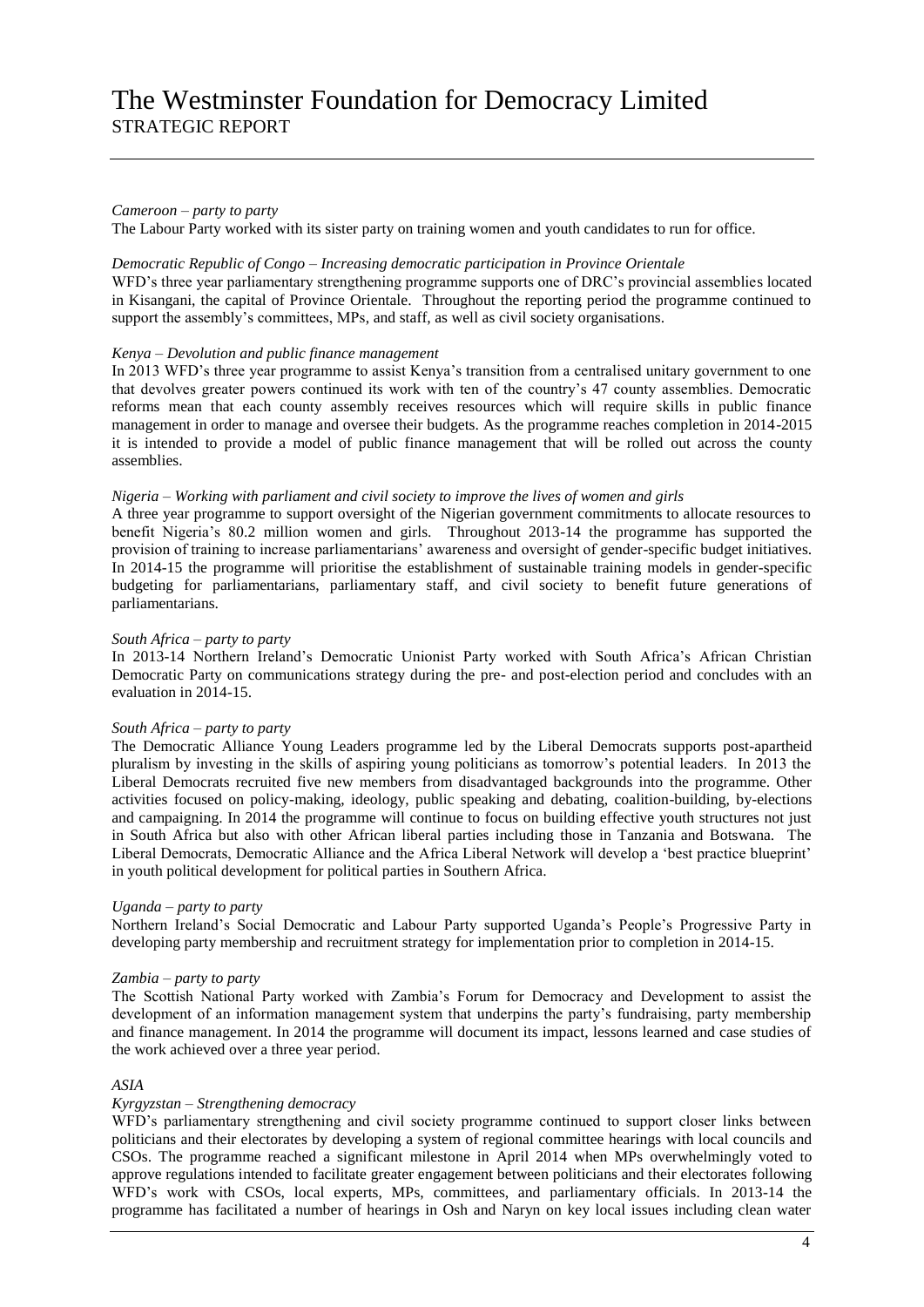*Cameroon – party to party*

The Labour Party worked with its sister party on training women and youth candidates to run for office.

*Democratic Republic of Congo – Increasing democratic participation in Province Orientale*

WFD's three year parliamentary strengthening programme supports one of DRC's provincial assemblies located in Kisangani, the capital of Province Orientale. Throughout the reporting period the programme continued to support the assembly's committees, MPs, and staff, as well as civil society organisations.

*Kenya – Devolution and public finance management*

In 2013 WFD's three year programme to assist Kenya's transition from a centralised unitary government to one that devolves greater powers continued its work with ten of the country's 47 county assemblies. Democratic reforms mean that each county assembly receives resources which will require skills in public finance management in order to manage and oversee their budgets. As the programme reaches completion in 2014-2015 it is intended to provide a model of public finance management that will be rolled out across the county assemblies.

*Nigeria – Working with parliament and civil society to improve the lives of women and girls*

A three year programme to support oversight of the Nigerian government commitments to allocate resources to benefit Nigeria's 80.2 million women and girls. Throughout 2013-14 the programme has supported the provision of training to increase parliamentarians' awareness and oversight of gender-specific budget initiatives. In 2014-15 the programme will prioritise the establishment of sustainable training models in gender-specific budgeting for parliamentarians, parliamentary staff, and civil society to benefit future generations of parliamentarians.

*South Africa – party to party*

In 2013-14 Northern Ireland's Democratic Unionist Party worked with South Africa's African Christian Democratic Party on communications strategy during the pre- and post-election period and concludes with an evaluation in 2014-15.

*South Africa – party to party*

The Democratic Alliance Young Leaders programme led by the Liberal Democrats supports post-apartheid pluralism by investing in the skills of aspiring young politicians as tomorrow's potential leaders. In 2013 the Liberal Democrats recruited five new members from disadvantaged backgrounds into the programme. Other activities focused on policy-making, ideology, public speaking and debating, coalition-building, by-elections and campaigning. In 2014 the programme will continue to focus on building effective youth structures not just in South Africa but also with other African liberal parties including those in Tanzania and Botswana. The Liberal Democrats, Democratic Alliance and the Africa Liberal Network will develop a 'best practice blueprint' in youth political development for political parties in Southern Africa.

*Uganda – party to party*

Northern Ireland's Social Democratic and Labour Party supported Uganda's People's Progressive Party in developing party membership and recruitment strategy for implementation prior to completion in 2014-15.

*Zambia – party to party*

The Scottish National Party worked with Zambia's Forum for Democracy and Development to assist the development of an information management system that underpins the party's fundraising, party membership and finance management. In 2014 the programme will document its impact, lessons learned and case studies of the work achieved over a three year period.

*ASIA*

*Kyrgyzstan – Strengthening democracy*

WFD's parliamentary strengthening and civil society programme continued to support closer links between politicians and their electorates by developing a system of regional committee hearings with local councils and CSOs. The programme reached a significant milestone in April 2014 when MPs overwhelmingly voted to approve regulations intended to facilitate greater engagement between politicians and their electorates following WFD's work with CSOs, local experts, MPs, committees, and parliamentary officials. In 2013-14 the programme has facilitated a number of hearings in Osh and Naryn on key local issues including clean water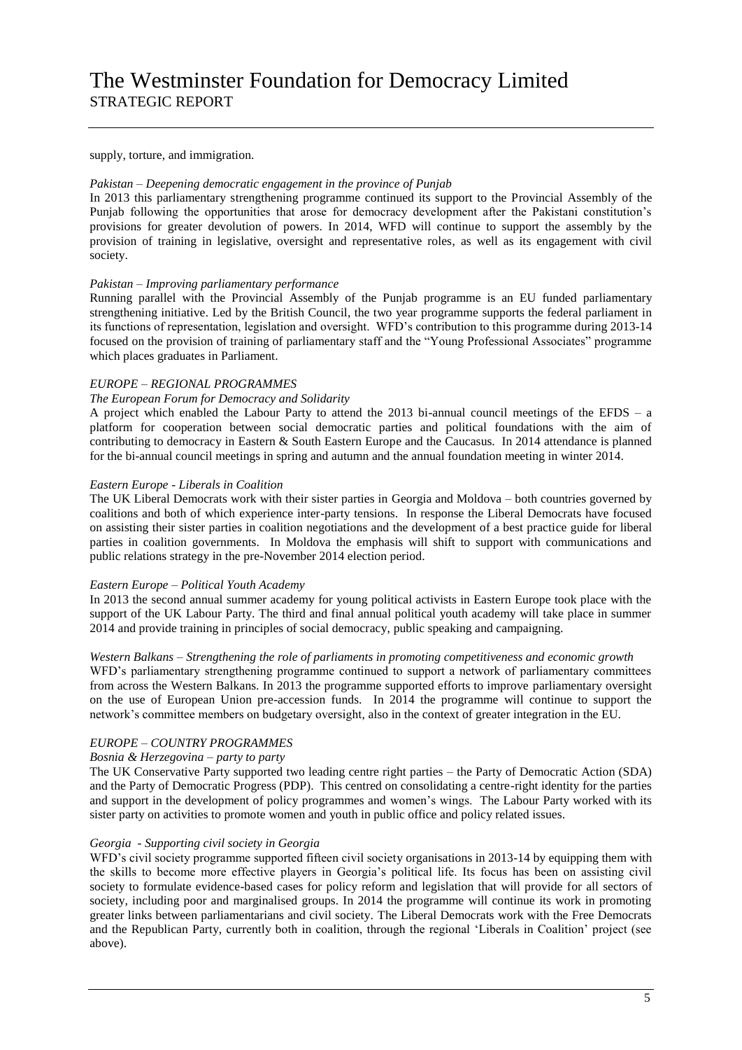supply, torture, and immigration.

*Pakistan – Deepening democratic engagement in the province of Punjab*
In 2013 this parliamentary strengthening programme continued its support to the Provincial Assembly of the Punjab following the opportunities that arose for democracy development after the Pakistani constitution's provisions for greater devolution of powers. In 2014, WFD will continue to support the assembly by the provision of training in legislative, oversight and representative roles, as well as its engagement with civil society.

*Pakistan – Improving parliamentary performance*
Running parallel with the Provincial Assembly of the Punjab programme is an EU funded parliamentary strengthening initiative. Led by the British Council, the two year programme supports the federal parliament in its functions of representation, legislation and oversight. WFD's contribution to this programme during 2013-14 focused on the provision of training of parliamentary staff and the "Young Professional Associates" programme which places graduates in Parliament.

*EUROPE – REGIONAL PROGRAMMES*

*The European Forum for Democracy and Solidarity*
A project which enabled the Labour Party to attend the 2013 bi-annual council meetings of the EFDS – a platform for cooperation between social democratic parties and political foundations with the aim of contributing to democracy in Eastern & South Eastern Europe and the Caucasus. In 2014 attendance is planned for the bi-annual council meetings in spring and autumn and the annual foundation meeting in winter 2014.

*Eastern Europe - Liberals in Coalition*
The UK Liberal Democrats work with their sister parties in Georgia and Moldova – both countries governed by coalitions and both of which experience inter-party tensions. In response the Liberal Democrats have focused on assisting their sister parties in coalition negotiations and the development of a best practice guide for liberal parties in coalition governments. In Moldova the emphasis will shift to support with communications and public relations strategy in the pre-November 2014 election period.

*Eastern Europe – Political Youth Academy*
In 2013 the second annual summer academy for young political activists in Eastern Europe took place with the support of the UK Labour Party. The third and final annual political youth academy will take place in summer 2014 and provide training in principles of social democracy, public speaking and campaigning.

*Western Balkans – Strengthening the role of parliaments in promoting competitiveness and economic growth*
WFD's parliamentary strengthening programme continued to support a network of parliamentary committees from across the Western Balkans. In 2013 the programme supported efforts to improve parliamentary oversight on the use of European Union pre-accession funds. In 2014 the programme will continue to support the network's committee members on budgetary oversight, also in the context of greater integration in the EU.

*EUROPE – COUNTRY PROGRAMMES*

*Bosnia & Herzegovina – party to party*
The UK Conservative Party supported two leading centre right parties – the Party of Democratic Action (SDA) and the Party of Democratic Progress (PDP). This centred on consolidating a centre-right identity for the parties and support in the development of policy programmes and women's wings. The Labour Party worked with its sister party on activities to promote women and youth in public office and policy related issues.

*Georgia - Supporting civil society in Georgia*
WFD's civil society programme supported fifteen civil society organisations in 2013-14 by equipping them with the skills to become more effective players in Georgia's political life. Its focus has been on assisting civil society to formulate evidence-based cases for policy reform and legislation that will provide for all sectors of society, including poor and marginalised groups. In 2014 the programme will continue its work in promoting greater links between parliamentarians and civil society. The Liberal Democrats work with the Free Democrats and the Republican Party, currently both in coalition, through the regional 'Liberals in Coalition' project (see above).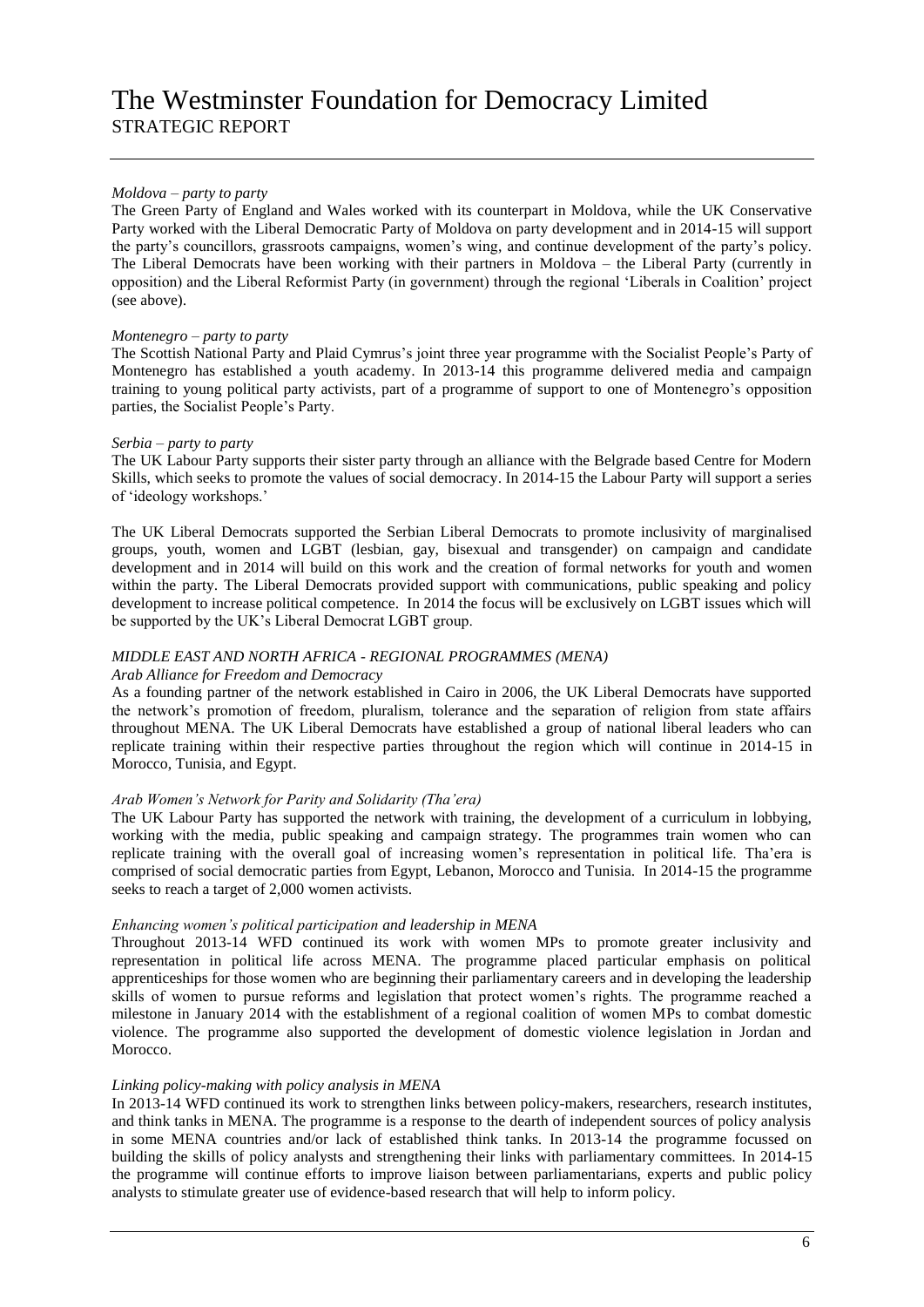*Moldova – party to party*

The Green Party of England and Wales worked with its counterpart in Moldova, while the UK Conservative Party worked with the Liberal Democratic Party of Moldova on party development and in 2014-15 will support the party's councillors, grassroots campaigns, women's wing, and continue development of the party's policy. The Liberal Democrats have been working with their partners in Moldova – the Liberal Party (currently in opposition) and the Liberal Reformist Party (in government) through the regional 'Liberals in Coalition' project (see above).

*Montenegro – party to party*

The Scottish National Party and Plaid Cymrus's joint three year programme with the Socialist People's Party of Montenegro has established a youth academy. In 2013-14 this programme delivered media and campaign training to young political party activists, part of a programme of support to one of Montenegro's opposition parties, the Socialist People's Party.

*Serbia – party to party*

The UK Labour Party supports their sister party through an alliance with the Belgrade based Centre for Modern Skills, which seeks to promote the values of social democracy. In 2014-15 the Labour Party will support a series of 'ideology workshops.'

The UK Liberal Democrats supported the Serbian Liberal Democrats to promote inclusivity of marginalised groups, youth, women and LGBT (lesbian, gay, bisexual and transgender) on campaign and candidate development and in 2014 will build on this work and the creation of formal networks for youth and women within the party. The Liberal Democrats provided support with communications, public speaking and policy development to increase political competence. In 2014 the focus will be exclusively on LGBT issues which will be supported by the UK's Liberal Democrat LGBT group.

*MIDDLE EAST AND NORTH AFRICA - REGIONAL PROGRAMMES (MENA)*

*Arab Alliance for Freedom and Democracy*

As a founding partner of the network established in Cairo in 2006, the UK Liberal Democrats have supported the network's promotion of freedom, pluralism, tolerance and the separation of religion from state affairs throughout MENA. The UK Liberal Democrats have established a group of national liberal leaders who can replicate training within their respective parties throughout the region which will continue in 2014-15 in Morocco, Tunisia, and Egypt.

*Arab Women's Network for Parity and Solidarity (Tha'era)*

The UK Labour Party has supported the network with training, the development of a curriculum in lobbying, working with the media, public speaking and campaign strategy. The programmes train women who can replicate training with the overall goal of increasing women's representation in political life. Tha'era is comprised of social democratic parties from Egypt, Lebanon, Morocco and Tunisia. In 2014-15 the programme seeks to reach a target of 2,000 women activists.

*Enhancing women's political participation and leadership in MENA*

Throughout 2013-14 WFD continued its work with women MPs to promote greater inclusivity and representation in political life across MENA. The programme placed particular emphasis on political apprenticeships for those women who are beginning their parliamentary careers and in developing the leadership skills of women to pursue reforms and legislation that protect women's rights. The programme reached a milestone in January 2014 with the establishment of a regional coalition of women MPs to combat domestic violence. The programme also supported the development of domestic violence legislation in Jordan and Morocco.

*Linking policy-making with policy analysis in MENA*

In 2013-14 WFD continued its work to strengthen links between policy-makers, researchers, research institutes, and think tanks in MENA. The programme is a response to the dearth of independent sources of policy analysis in some MENA countries and/or lack of established think tanks. In 2013-14 the programme focussed on building the skills of policy analysts and strengthening their links with parliamentary committees. In 2014-15 the programme will continue efforts to improve liaison between parliamentarians, experts and public policy analysts to stimulate greater use of evidence-based research that will help to inform policy.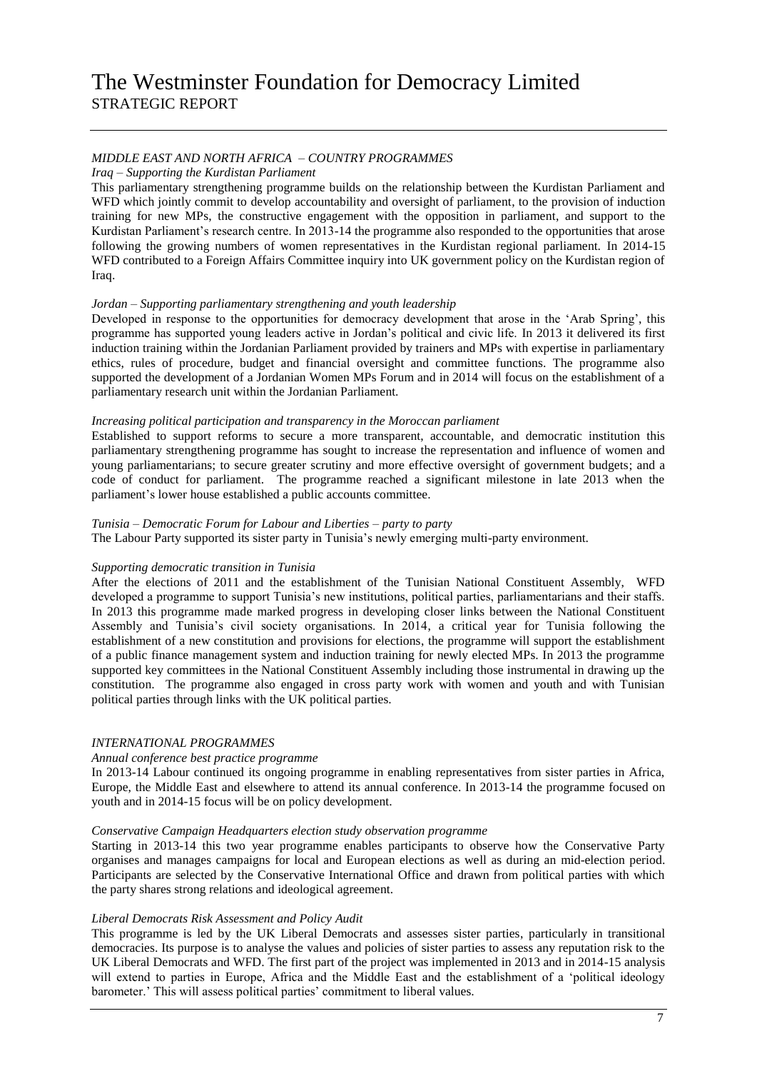*MIDDLE EAST AND NORTH AFRICA – COUNTRY PROGRAMMES*

*Iraq – Supporting the Kurdistan Parliament*

This parliamentary strengthening programme builds on the relationship between the Kurdistan Parliament and WFD which jointly commit to develop accountability and oversight of parliament, to the provision of induction training for new MPs, the constructive engagement with the opposition in parliament, and support to the Kurdistan Parliament's research centre. In 2013-14 the programme also responded to the opportunities that arose following the growing numbers of women representatives in the Kurdistan regional parliament. In 2014-15 WFD contributed to a Foreign Affairs Committee inquiry into UK government policy on the Kurdistan region of Iraq.

*Jordan – Supporting parliamentary strengthening and youth leadership*

Developed in response to the opportunities for democracy development that arose in the 'Arab Spring', this programme has supported young leaders active in Jordan's political and civic life. In 2013 it delivered its first induction training within the Jordanian Parliament provided by trainers and MPs with expertise in parliamentary ethics, rules of procedure, budget and financial oversight and committee functions. The programme also supported the development of a Jordanian Women MPs Forum and in 2014 will focus on the establishment of a parliamentary research unit within the Jordanian Parliament.

*Increasing political participation and transparency in the Moroccan parliament*

Established to support reforms to secure a more transparent, accountable, and democratic institution this parliamentary strengthening programme has sought to increase the representation and influence of women and young parliamentarians; to secure greater scrutiny and more effective oversight of government budgets; and a code of conduct for parliament. The programme reached a significant milestone in late 2013 when the parliament's lower house established a public accounts committee.

*Tunisia – Democratic Forum for Labour and Liberties – party to party*

The Labour Party supported its sister party in Tunisia's newly emerging multi-party environment.

*Supporting democratic transition in Tunisia*

After the elections of 2011 and the establishment of the Tunisian National Constituent Assembly, WFD developed a programme to support Tunisia's new institutions, political parties, parliamentarians and their staffs. In 2013 this programme made marked progress in developing closer links between the National Constituent Assembly and Tunisia's civil society organisations. In 2014, a critical year for Tunisia following the establishment of a new constitution and provisions for elections, the programme will support the establishment of a public finance management system and induction training for newly elected MPs. In 2013 the programme supported key committees in the National Constituent Assembly including those instrumental in drawing up the constitution. The programme also engaged in cross party work with women and youth and with Tunisian political parties through links with the UK political parties.

*INTERNATIONAL PROGRAMMES*

*Annual conference best practice programme*

In 2013-14 Labour continued its ongoing programme in enabling representatives from sister parties in Africa, Europe, the Middle East and elsewhere to attend its annual conference. In 2013-14 the programme focused on youth and in 2014-15 focus will be on policy development.

*Conservative Campaign Headquarters election study observation programme*

Starting in 2013-14 this two year programme enables participants to observe how the Conservative Party organises and manages campaigns for local and European elections as well as during an mid-election period. Participants are selected by the Conservative International Office and drawn from political parties with which the party shares strong relations and ideological agreement.

*Liberal Democrats Risk Assessment and Policy Audit*

This programme is led by the UK Liberal Democrats and assesses sister parties, particularly in transitional democracies. Its purpose is to analyse the values and policies of sister parties to assess any reputation risk to the UK Liberal Democrats and WFD. The first part of the project was implemented in 2013 and in 2014-15 analysis will extend to parties in Europe, Africa and the Middle East and the establishment of a 'political ideology barometer.' This will assess political parties' commitment to liberal values.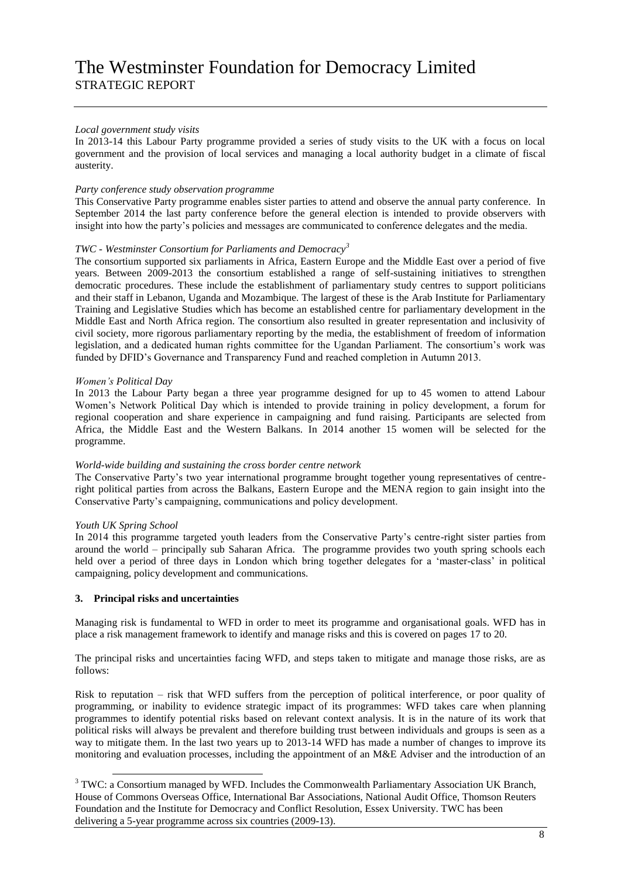*Local government study visits*

In 2013-14 this Labour Party programme provided a series of study visits to the UK with a focus on local government and the provision of local services and managing a local authority budget in a climate of fiscal austerity.

*Party conference study observation programme*

This Conservative Party programme enables sister parties to attend and observe the annual party conference. In September 2014 the last party conference before the general election is intended to provide observers with insight into how the party's policies and messages are communicated to conference delegates and the media.

*TWC - Westminster Consortium for Parliaments and Democracy*[3]

The consortium supported six parliaments in Africa, Eastern Europe and the Middle East over a period of five years. Between 2009-2013 the consortium established a range of self-sustaining initiatives to strengthen democratic procedures. These include the establishment of parliamentary study centres to support politicians and their staff in Lebanon, Uganda and Mozambique. The largest of these is the Arab Institute for Parliamentary Training and Legislative Studies which has become an established centre for parliamentary development in the Middle East and North Africa region. The consortium also resulted in greater representation and inclusivity of civil society, more rigorous parliamentary reporting by the media, the establishment of freedom of information legislation, and a dedicated human rights committee for the Ugandan Parliament. The consortium's work was funded by DFID's Governance and Transparency Fund and reached completion in Autumn 2013.

*Women's Political Day*

In 2013 the Labour Party began a three year programme designed for up to 45 women to attend Labour Women's Network Political Day which is intended to provide training in policy development, a forum for regional cooperation and share experience in campaigning and fund raising. Participants are selected from Africa, the Middle East and the Western Balkans. In 2014 another 15 women will be selected for the programme.

*World-wide building and sustaining the cross border centre network*

The Conservative Party's two year international programme brought together young representatives of centre-right political parties from across the Balkans, Eastern Europe and the MENA region to gain insight into the Conservative Party's campaigning, communications and policy development.

*Youth UK Spring School*

In 2014 this programme targeted youth leaders from the Conservative Party's centre-right sister parties from around the world – principally sub Saharan Africa. The programme provides two youth spring schools each held over a period of three days in London which bring together delegates for a 'master-class' in political campaigning, policy development and communications.

## 3. Principal risks and uncertainties

Managing risk is fundamental to WFD in order to meet its programme and organisational goals. WFD has in place a risk management framework to identify and manage risks and this is covered on pages 17 to 20.

The principal risks and uncertainties facing WFD, and steps taken to mitigate and manage those risks, are as follows:

Risk to reputation – risk that WFD suffers from the perception of political interference, or poor quality of programming, or inability to evidence strategic impact of its programmes: WFD takes care when planning programmes to identify potential risks based on relevant context analysis. It is in the nature of its work that political risks will always be prevalent and therefore building trust between individuals and groups is seen as a way to mitigate them. In the last two years up to 2013-14 WFD has made a number of changes to improve its monitoring and evaluation processes, including the appointment of an M&E Adviser and the introduction of an

[3] TWC: a Consortium managed by WFD. Includes the Commonwealth Parliamentary Association UK Branch, House of Commons Overseas Office, International Bar Associations, National Audit Office, Thomson Reuters Foundation and the Institute for Democracy and Conflict Resolution, Essex University. TWC has been delivering a 5-year programme across six countries (2009-13).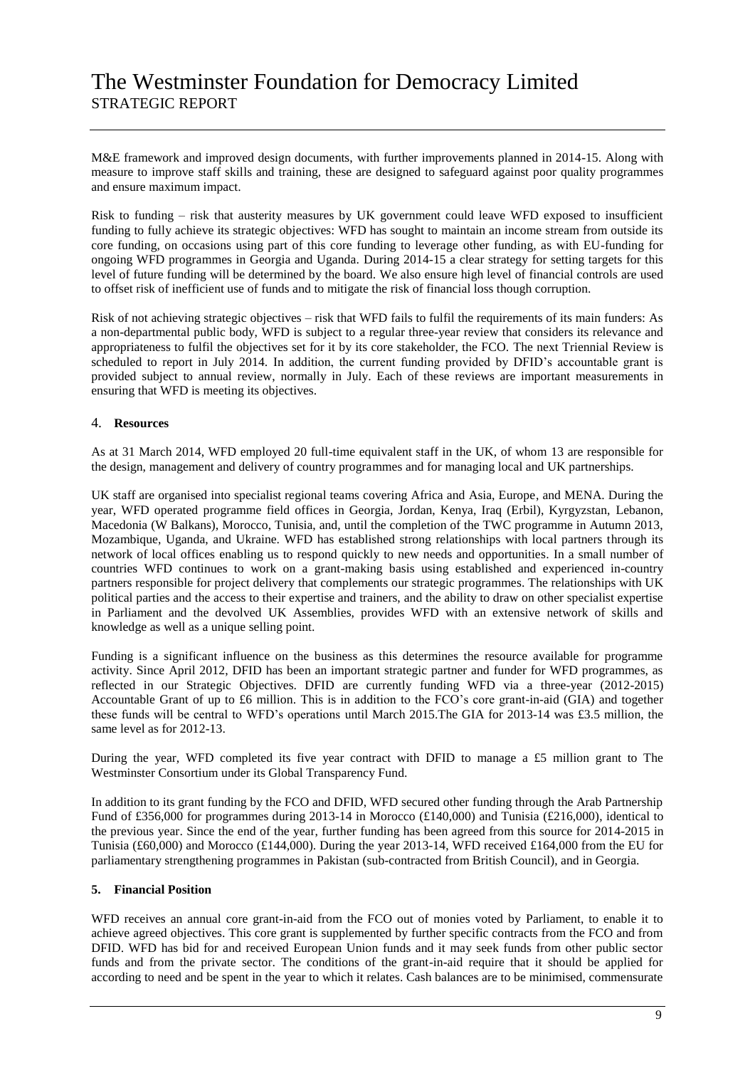M&E framework and improved design documents, with further improvements planned in 2014-15. Along with measure to improve staff skills and training, these are designed to safeguard against poor quality programmes and ensure maximum impact.

Risk to funding – risk that austerity measures by UK government could leave WFD exposed to insufficient funding to fully achieve its strategic objectives: WFD has sought to maintain an income stream from outside its core funding, on occasions using part of this core funding to leverage other funding, as with EU-funding for ongoing WFD programmes in Georgia and Uganda. During 2014-15 a clear strategy for setting targets for this level of future funding will be determined by the board. We also ensure high level of financial controls are used to offset risk of inefficient use of funds and to mitigate the risk of financial loss though corruption.

Risk of not achieving strategic objectives – risk that WFD fails to fulfil the requirements of its main funders: As a non-departmental public body, WFD is subject to a regular three-year review that considers its relevance and appropriateness to fulfil the objectives set for it by its core stakeholder, the FCO. The next Triennial Review is scheduled to report in July 2014. In addition, the current funding provided by DFID's accountable grant is provided subject to annual review, normally in July. Each of these reviews are important measurements in ensuring that WFD is meeting its objectives.

## 4. **Resources**

As at 31 March 2014, WFD employed 20 full-time equivalent staff in the UK, of whom 13 are responsible for the design, management and delivery of country programmes and for managing local and UK partnerships.

UK staff are organised into specialist regional teams covering Africa and Asia, Europe, and MENA. During the year, WFD operated programme field offices in Georgia, Jordan, Kenya, Iraq (Erbil), Kyrgyzstan, Lebanon, Macedonia (W Balkans), Morocco, Tunisia, and, until the completion of the TWC programme in Autumn 2013, Mozambique, Uganda, and Ukraine. WFD has established strong relationships with local partners through its network of local offices enabling us to respond quickly to new needs and opportunities. In a small number of countries WFD continues to work on a grant-making basis using established and experienced in-country partners responsible for project delivery that complements our strategic programmes. The relationships with UK political parties and the access to their expertise and trainers, and the ability to draw on other specialist expertise in Parliament and the devolved UK Assemblies, provides WFD with an extensive network of skills and knowledge as well as a unique selling point.

Funding is a significant influence on the business as this determines the resource available for programme activity. Since April 2012, DFID has been an important strategic partner and funder for WFD programmes, as reflected in our Strategic Objectives. DFID are currently funding WFD via a three-year (2012-2015) Accountable Grant of up to £6 million. This is in addition to the FCO's core grant-in-aid (GIA) and together these funds will be central to WFD's operations until March 2015.The GIA for 2013-14 was £3.5 million, the same level as for 2012-13.

During the year, WFD completed its five year contract with DFID to manage a £5 million grant to The Westminster Consortium under its Global Transparency Fund.

In addition to its grant funding by the FCO and DFID, WFD secured other funding through the Arab Partnership Fund of £356,000 for programmes during 2013-14 in Morocco (£140,000) and Tunisia (£216,000), identical to the previous year. Since the end of the year, further funding has been agreed from this source for 2014-2015 in Tunisia (£60,000) and Morocco (£144,000). During the year 2013-14, WFD received £164,000 from the EU for parliamentary strengthening programmes in Pakistan (sub-contracted from British Council), and in Georgia.

## 5. **Financial Position**

WFD receives an annual core grant-in-aid from the FCO out of monies voted by Parliament, to enable it to achieve agreed objectives. This core grant is supplemented by further specific contracts from the FCO and from DFID. WFD has bid for and received European Union funds and it may seek funds from other public sector funds and from the private sector. The conditions of the grant-in-aid require that it should be applied for according to need and be spent in the year to which it relates. Cash balances are to be minimised, commensurate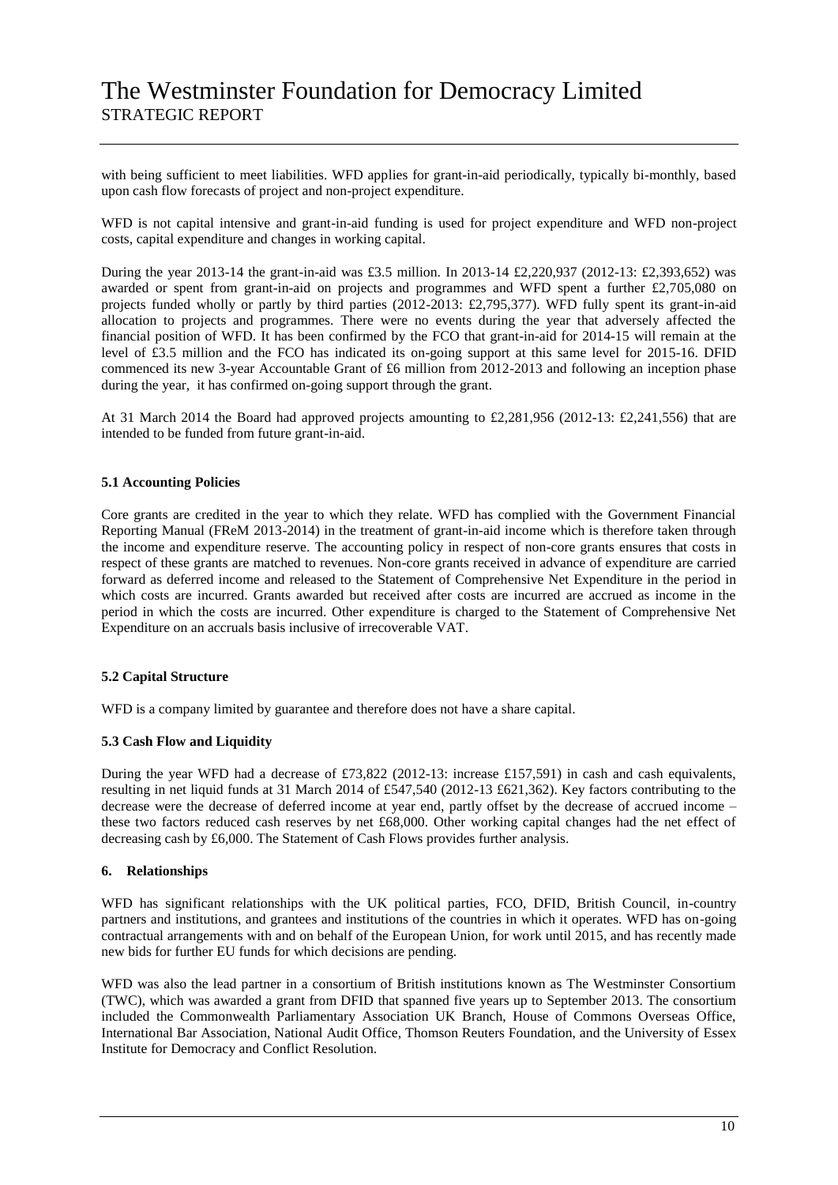with being sufficient to meet liabilities. WFD applies for grant-in-aid periodically, typically bi-monthly, based upon cash flow forecasts of project and non-project expenditure.

WFD is not capital intensive and grant-in-aid funding is used for project expenditure and WFD non-project costs, capital expenditure and changes in working capital.

During the year 2013-14 the grant-in-aid was £3.5 million. In 2013-14 £2,220,937 (2012-13: £2,393,652) was awarded or spent from grant-in-aid on projects and programmes and WFD spent a further £2,705,080 on projects funded wholly or partly by third parties (2012-2013: £2,795,377). WFD fully spent its grant-in-aid allocation to projects and programmes. There were no events during the year that adversely affected the financial position of WFD. It has been confirmed by the FCO that grant-in-aid for 2014-15 will remain at the level of £3.5 million and the FCO has indicated its on-going support at this same level for 2015-16. DFID commenced its new 3-year Accountable Grant of £6 million from 2012-2013 and following an inception phase during the year, it has confirmed on-going support through the grant.

At 31 March 2014 the Board had approved projects amounting to £2,281,956 (2012-13: £2,241,556) that are intended to be funded from future grant-in-aid.

### 5.1 Accounting Policies

Core grants are credited in the year to which they relate. WFD has complied with the Government Financial Reporting Manual (FReM 2013-2014) in the treatment of grant-in-aid income which is therefore taken through the income and expenditure reserve. The accounting policy in respect of non-core grants ensures that costs in respect of these grants are matched to revenues. Non-core grants received in advance of expenditure are carried forward as deferred income and released to the Statement of Comprehensive Net Expenditure in the period in which costs are incurred. Grants awarded but received after costs are incurred are accrued as income in the period in which the costs are incurred. Other expenditure is charged to the Statement of Comprehensive Net Expenditure on an accruals basis inclusive of irrecoverable VAT.

### 5.2 Capital Structure

WFD is a company limited by guarantee and therefore does not have a share capital.

### 5.3 Cash Flow and Liquidity

During the year WFD had a decrease of £73,822 (2012-13: increase £157,591) in cash and cash equivalents, resulting in net liquid funds at 31 March 2014 of £547,540 (2012-13 £621,362). Key factors contributing to the decrease were the decrease of deferred income at year end, partly offset by the decrease of accrued income – these two factors reduced cash reserves by net £68,000. Other working capital changes had the net effect of decreasing cash by £6,000. The Statement of Cash Flows provides further analysis.

## 6. Relationships

WFD has significant relationships with the UK political parties, FCO, DFID, British Council, in-country partners and institutions, and grantees and institutions of the countries in which it operates. WFD has on-going contractual arrangements with and on behalf of the European Union, for work until 2015, and has recently made new bids for further EU funds for which decisions are pending.

WFD was also the lead partner in a consortium of British institutions known as The Westminster Consortium (TWC), which was awarded a grant from DFID that spanned five years up to September 2013. The consortium included the Commonwealth Parliamentary Association UK Branch, House of Commons Overseas Office, International Bar Association, National Audit Office, Thomson Reuters Foundation, and the University of Essex Institute for Democracy and Conflict Resolution.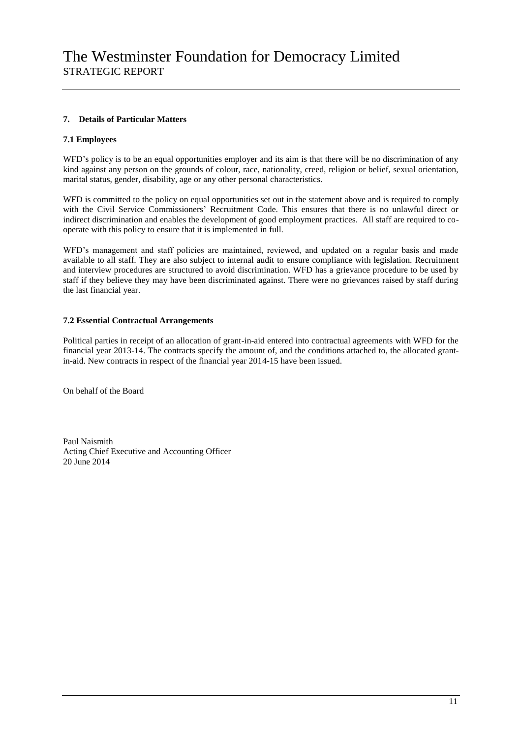## 7. Details of Particular Matters

### 7.1 Employees

WFD's policy is to be an equal opportunities employer and its aim is that there will be no discrimination of any kind against any person on the grounds of colour, race, nationality, creed, religion or belief, sexual orientation, marital status, gender, disability, age or any other personal characteristics.

WFD is committed to the policy on equal opportunities set out in the statement above and is required to comply with the Civil Service Commissioners' Recruitment Code. This ensures that there is no unlawful direct or indirect discrimination and enables the development of good employment practices. All staff are required to co-operate with this policy to ensure that it is implemented in full.

WFD's management and staff policies are maintained, reviewed, and updated on a regular basis and made available to all staff. They are also subject to internal audit to ensure compliance with legislation. Recruitment and interview procedures are structured to avoid discrimination. WFD has a grievance procedure to be used by staff if they believe they may have been discriminated against. There were no grievances raised by staff during the last financial year.

### 7.2 Essential Contractual Arrangements

Political parties in receipt of an allocation of grant-in-aid entered into contractual agreements with WFD for the financial year 2013-14. The contracts specify the amount of, and the conditions attached to, the allocated grant-in-aid. New contracts in respect of the financial year 2014-15 have been issued.

On behalf of the Board

Paul Naismith
Acting Chief Executive and Accounting Officer
20 June 2014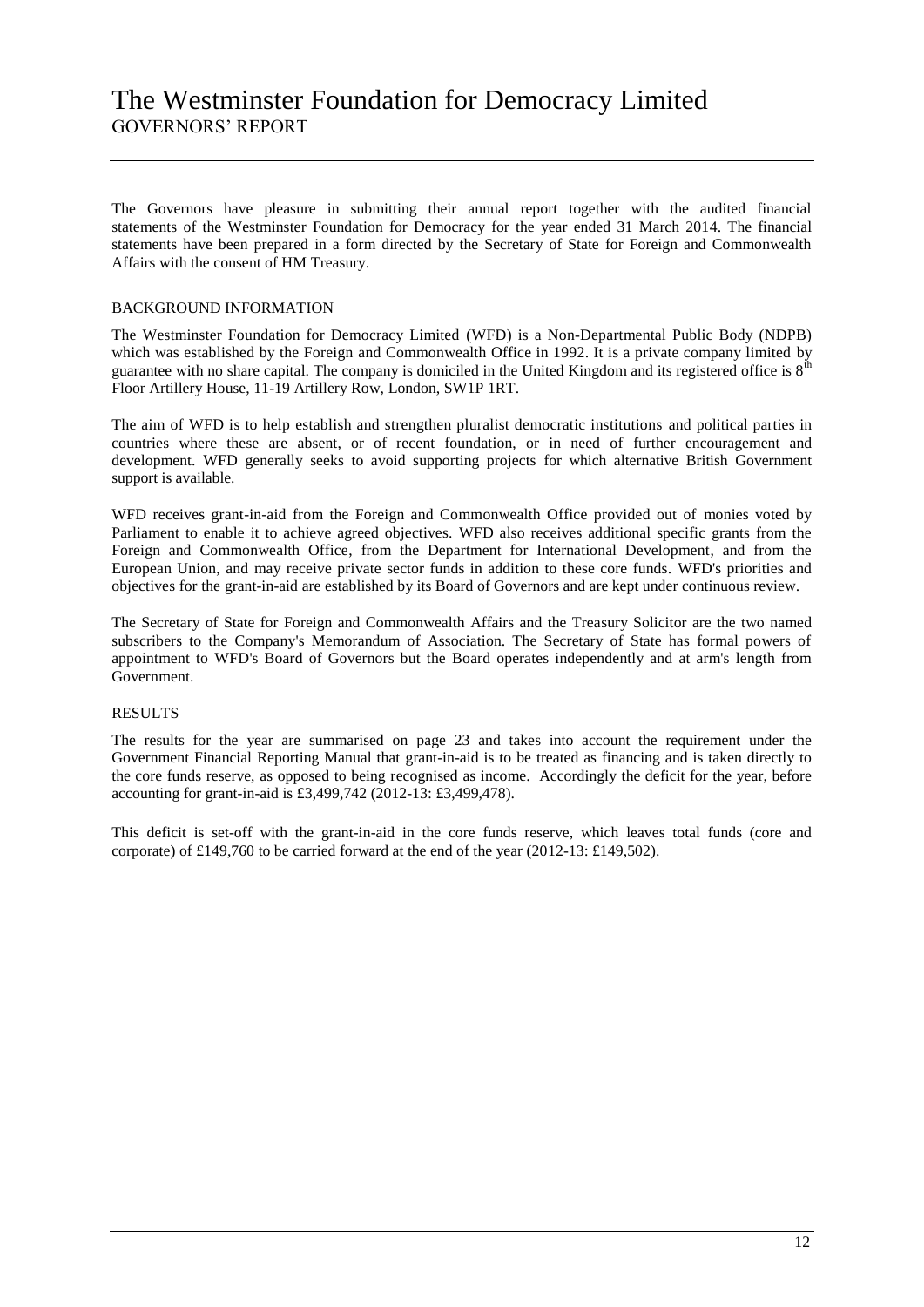# The Westminster Foundation for Democracy Limited

## GOVERNORS' REPORT

The Governors have pleasure in submitting their annual report together with the audited financial statements of the Westminster Foundation for Democracy for the year ended 31 March 2014. The financial statements have been prepared in a form directed by the Secretary of State for Foreign and Commonwealth Affairs with the consent of HM Treasury.

### BACKGROUND INFORMATION

The Westminster Foundation for Democracy Limited (WFD) is a Non-Departmental Public Body (NDPB) which was established by the Foreign and Commonwealth Office in 1992. It is a private company limited by guarantee with no share capital. The company is domiciled in the United Kingdom and its registered office is 8th Floor Artillery House, 11-19 Artillery Row, London, SW1P 1RT.

The aim of WFD is to help establish and strengthen pluralist democratic institutions and political parties in countries where these are absent, or of recent foundation, or in need of further encouragement and development. WFD generally seeks to avoid supporting projects for which alternative British Government support is available.

WFD receives grant-in-aid from the Foreign and Commonwealth Office provided out of monies voted by Parliament to enable it to achieve agreed objectives. WFD also receives additional specific grants from the Foreign and Commonwealth Office, from the Department for International Development, and from the European Union, and may receive private sector funds in addition to these core funds. WFD's priorities and objectives for the grant-in-aid are established by its Board of Governors and are kept under continuous review.

The Secretary of State for Foreign and Commonwealth Affairs and the Treasury Solicitor are the two named subscribers to the Company's Memorandum of Association. The Secretary of State has formal powers of appointment to WFD's Board of Governors but the Board operates independently and at arm's length from Government.

### RESULTS

The results for the year are summarised on page 23 and takes into account the requirement under the Government Financial Reporting Manual that grant-in-aid is to be treated as financing and is taken directly to the core funds reserve, as opposed to being recognised as income. Accordingly the deficit for the year, before accounting for grant-in-aid is £3,499,742 (2012-13: £3,499,478).

This deficit is set-off with the grant-in-aid in the core funds reserve, which leaves total funds (core and corporate) of £149,760 to be carried forward at the end of the year (2012-13: £149,502).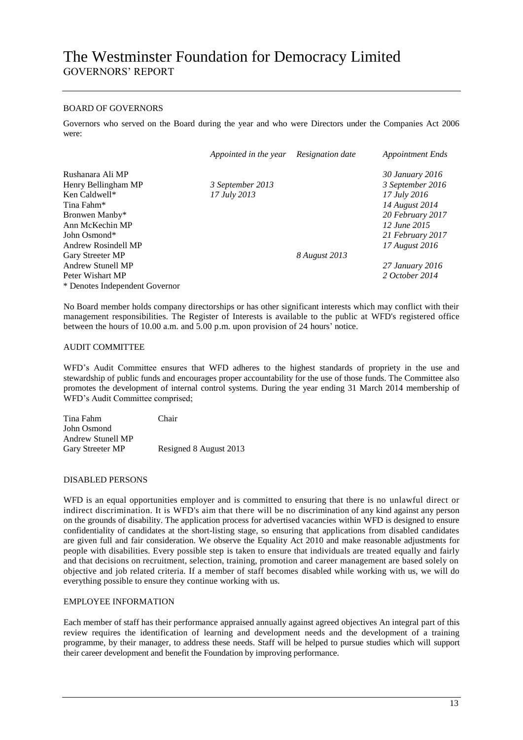# The Westminster Foundation for Democracy Limited
## GOVERNORS' REPORT

### BOARD OF GOVERNORS

Governors who served on the Board during the year and who were Directors under the Companies Act 2006 were:

| | *Appointed in the year* | *Resignation date* | *Appointment Ends* |
|---|---|---|---|
| Rushanara Ali MP | | | *30 January 2016* |
| Henry Bellingham MP | *3 September 2013* | | *3 September 2016* |
| Ken Caldwell* | *17 July 2013* | | *17 July 2016* |
| Tina Fahm* | | | *14 August 2014* |
| Bronwen Manby* | | | *20 February 2017* |
| Ann McKechin MP | | | *12 June 2015* |
| John Osmond* | | | *21 February 2017* |
| Andrew Rosindell MP | | | *17 August 2016* |
| Gary Streeter MP | | *8 August 2013* | |
| Andrew Stunell MP | | | *27 January 2016* |
| Peter Wishart MP | | | *2 October 2014* |

\* Denotes Independent Governor

No Board member holds company directorships or has other significant interests which may conflict with their management responsibilities. The Register of Interests is available to the public at WFD's registered office between the hours of 10.00 a.m. and 5.00 p.m. upon provision of 24 hours' notice.

### AUDIT COMMITTEE

WFD's Audit Committee ensures that WFD adheres to the highest standards of propriety in the use and stewardship of public funds and encourages proper accountability for the use of those funds. The Committee also promotes the development of internal control systems. During the year ending 31 March 2014 membership of WFD's Audit Committee comprised;

| | |
|---|---|
| Tina Fahm | Chair |
| John Osmond | |
| Andrew Stunell MP | |
| Gary Streeter MP | Resigned 8 August 2013 |

### DISABLED PERSONS

WFD is an equal opportunities employer and is committed to ensuring that there is no unlawful direct or indirect discrimination. It is WFD's aim that there will be no discrimination of any kind against any person on the grounds of disability. The application process for advertised vacancies within WFD is designed to ensure confidentiality of candidates at the short-listing stage, so ensuring that applications from disabled candidates are given full and fair consideration. We observe the Equality Act 2010 and make reasonable adjustments for people with disabilities. Every possible step is taken to ensure that individuals are treated equally and fairly and that decisions on recruitment, selection, training, promotion and career management are based solely on objective and job related criteria. If a member of staff becomes disabled while working with us, we will do everything possible to ensure they continue working with us.

### EMPLOYEE INFORMATION

Each member of staff has their performance appraised annually against agreed objectives An integral part of this review requires the identification of learning and development needs and the development of a training programme, by their manager, to address these needs. Staff will be helped to pursue studies which will support their career development and benefit the Foundation by improving performance.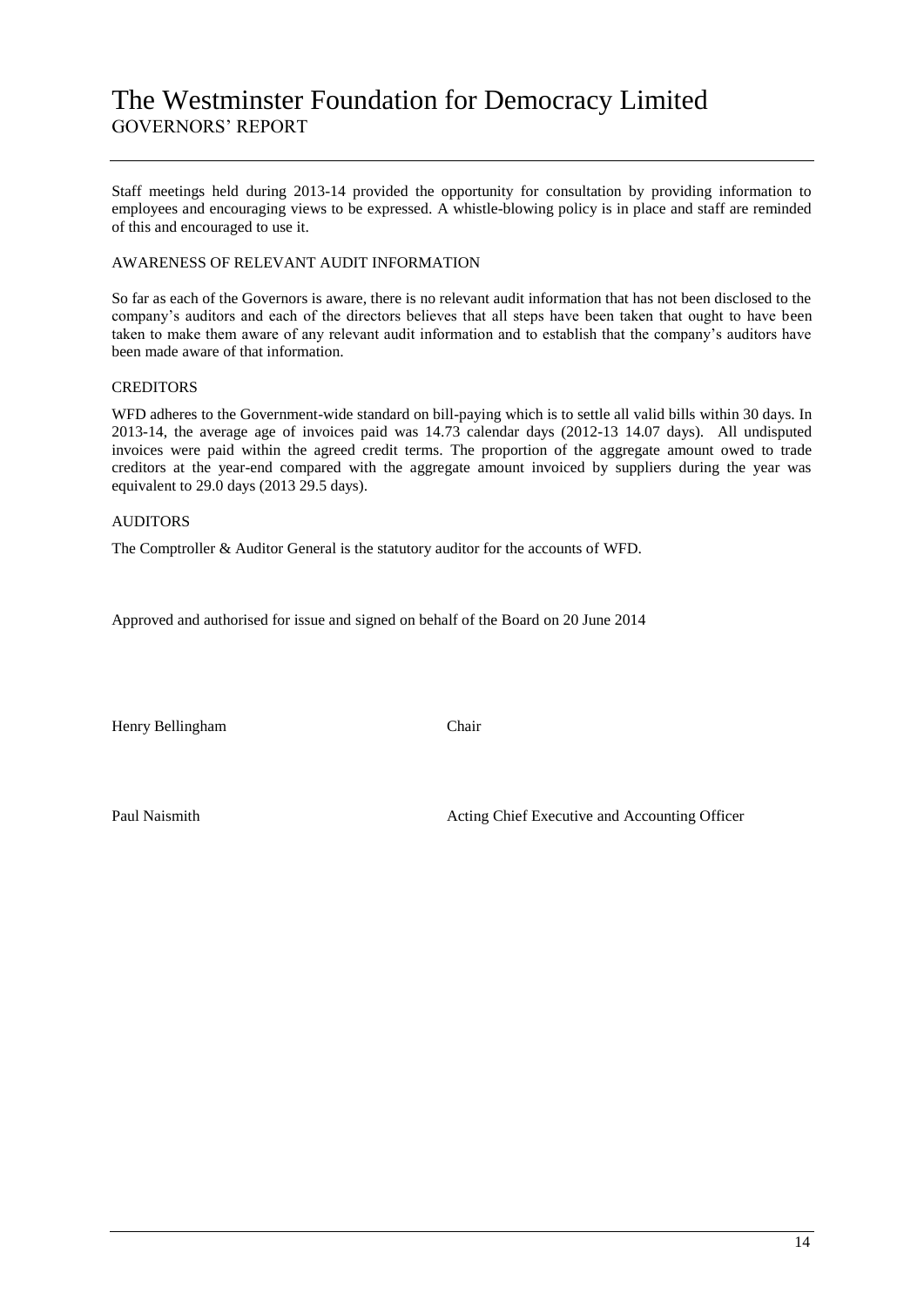Staff meetings held during 2013-14 provided the opportunity for consultation by providing information to employees and encouraging views to be expressed. A whistle-blowing policy is in place and staff are reminded of this and encouraged to use it.

## AWARENESS OF RELEVANT AUDIT INFORMATION

So far as each of the Governors is aware, there is no relevant audit information that has not been disclosed to the company's auditors and each of the directors believes that all steps have been taken that ought to have been taken to make them aware of any relevant audit information and to establish that the company's auditors have been made aware of that information.

## CREDITORS

WFD adheres to the Government-wide standard on bill-paying which is to settle all valid bills within 30 days. In 2013-14, the average age of invoices paid was 14.73 calendar days (2012-13 14.07 days). All undisputed invoices were paid within the agreed credit terms. The proportion of the aggregate amount owed to trade creditors at the year-end compared with the aggregate amount invoiced by suppliers during the year was equivalent to 29.0 days (2013 29.5 days).

## AUDITORS

The Comptroller & Auditor General is the statutory auditor for the accounts of WFD.

Approved and authorised for issue and signed on behalf of the Board on 20 June 2014

Henry Bellingham Chair

Paul Naismith Acting Chief Executive and Accounting Officer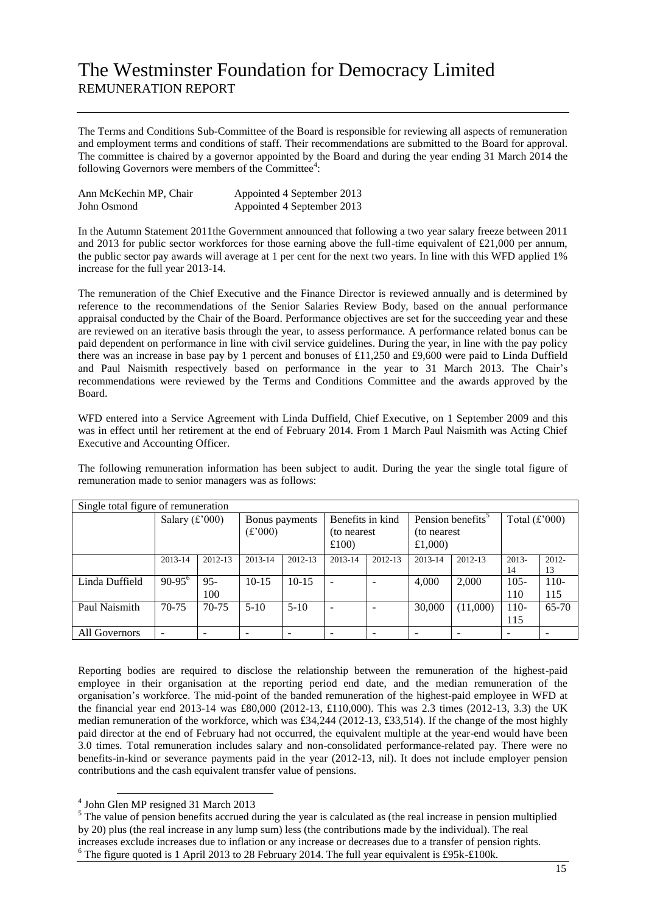# The Westminster Foundation for Democracy Limited

REMUNERATION REPORT

The Terms and Conditions Sub-Committee of the Board is responsible for reviewing all aspects of remuneration and employment terms and conditions of staff. Their recommendations are submitted to the Board for approval. The committee is chaired by a governor appointed by the Board and during the year ending 31 March 2014 the following Governors were members of the Committee[4]:

| | |
|---|---|
| Ann McKechin MP, Chair | Appointed 4 September 2013 |
| John Osmond | Appointed 4 September 2013 |

In the Autumn Statement 2011the Government announced that following a two year salary freeze between 2011 and 2013 for public sector workforces for those earning above the full-time equivalent of £21,000 per annum, the public sector pay awards will average at 1 per cent for the next two years. In line with this WFD applied 1% increase for the full year 2013-14.

The remuneration of the Chief Executive and the Finance Director is reviewed annually and is determined by reference to the recommendations of the Senior Salaries Review Body, based on the annual performance appraisal conducted by the Chair of the Board. Performance objectives are set for the succeeding year and these are reviewed on an iterative basis through the year, to assess performance. A performance related bonus can be paid dependent on performance in line with civil service guidelines. During the year, in line with the pay policy there was an increase in base pay by 1 percent and bonuses of £11,250 and £9,600 were paid to Linda Duffield and Paul Naismith respectively based on performance in the year to 31 March 2013. The Chair's recommendations were reviewed by the Terms and Conditions Committee and the awards approved by the Board.

WFD entered into a Service Agreement with Linda Duffield, Chief Executive, on 1 September 2009 and this was in effect until her retirement at the end of February 2014. From 1 March Paul Naismith was Acting Chief Executive and Accounting Officer.

The following remuneration information has been subject to audit. During the year the single total figure of remuneration made to senior managers was as follows:

| Single total figure of remuneration | | | | | | | | | | | | |
|---|---|---|---|---|---|---|---|---|---|---|---|---|
| | Salary (£'000) | | Bonus payments (£'000) | | Benefits in kind (to nearest £100) | | Pension benefits[5] (to nearest £1,000) | | Total (£'000) | |
| | 2013-14 | 2012-13 | 2013-14 | 2012-13 | 2013-14 | 2012-13 | 2013-14 | 2012-13 | 2013-14 | 2012-13 |
| Linda Duffield | 90-95[6] | 95-100 | 10-15 | 10-15 | - | - | 4,000 | 2,000 | 105-110 | 110-115 |
| Paul Naismith | 70-75 | 70-75 | 5-10 | 5-10 | - | - | 30,000 | (11,000) | 110-115 | 65-70 |
| All Governors | - | - | - | - | - | - | - | - | - | - |

Reporting bodies are required to disclose the relationship between the remuneration of the highest-paid employee in their organisation at the reporting period end date, and the median remuneration of the organisation's workforce. The mid-point of the banded remuneration of the highest-paid employee in WFD at the financial year end 2013-14 was £80,000 (2012-13, £110,000). This was 2.3 times (2012-13, 3.3) the UK median remuneration of the workforce, which was £34,244 (2012-13, £33,514). If the change of the most highly paid director at the end of February had not occurred, the equivalent multiple at the year-end would have been 3.0 times. Total remuneration includes salary and non-consolidated performance-related pay. There were no benefits-in-kind or severance payments paid in the year (2012-13, nil). It does not include employer pension contributions and the cash equivalent transfer value of pensions.

---

[4] John Glen MP resigned 31 March 2013

[5] The value of pension benefits accrued during the year is calculated as (the real increase in pension multiplied by 20) plus (the real increase in any lump sum) less (the contributions made by the individual). The real increases exclude increases due to inflation or any increase or decreases due to a transfer of pension rights.

[6] The figure quoted is 1 April 2013 to 28 February 2014. The full year equivalent is £95k-£100k.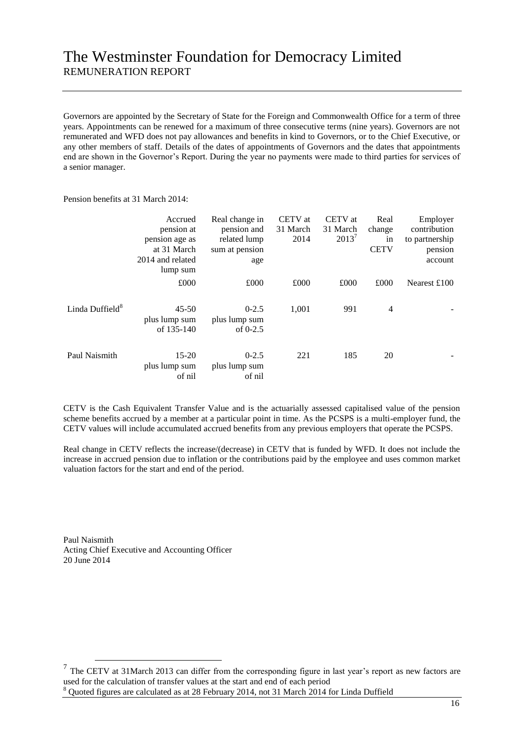# The Westminster Foundation for Democracy Limited

## REMUNERATION REPORT

Governors are appointed by the Secretary of State for the Foreign and Commonwealth Office for a term of three years. Appointments can be renewed for a maximum of three consecutive terms (nine years). Governors are not remunerated and WFD does not pay allowances and benefits in kind to Governors, or to the Chief Executive, or any other members of staff. Details of the dates of appointments of Governors and the dates that appointments end are shown in the Governor's Report. During the year no payments were made to third parties for services of a senior manager.

Pension benefits at 31 March 2014:

| | Accrued pension at pension age as at 31 March 2014 and related lump sum | Real change in pension and related lump sum at pension age | CETV at 31 March 2014 | CETV at 31 March 2013[7] | Real change in CETV | Employer contribution to partnership pension account |
|---|---|---|---|---|---|---|
| | £000 | £000 | £000 | £000 | £000 | Nearest £100 |
| Linda Duffield[8] | 45-50 plus lump sum of 135-140 | 0-2.5 plus lump sum of 0-2.5 | 1,001 | 991 | 4 | - |
| Paul Naismith | 15-20 plus lump sum of nil | 0-2.5 plus lump sum of nil | 221 | 185 | 20 | - |

CETV is the Cash Equivalent Transfer Value and is the actuarially assessed capitalised value of the pension scheme benefits accrued by a member at a particular point in time. As the PCSPS is a multi-employer fund, the CETV values will include accumulated accrued benefits from any previous employers that operate the PCSPS.

Real change in CETV reflects the increase/(decrease) in CETV that is funded by WFD. It does not include the increase in accrued pension due to inflation or the contributions paid by the employee and uses common market valuation factors for the start and end of the period.

Paul Naismith
Acting Chief Executive and Accounting Officer
20 June 2014

[7] The CETV at 31March 2013 can differ from the corresponding figure in last year's report as new factors are used for the calculation of transfer values at the start and end of each period

[8] Quoted figures are calculated as at 28 February 2014, not 31 March 2014 for Linda Duffield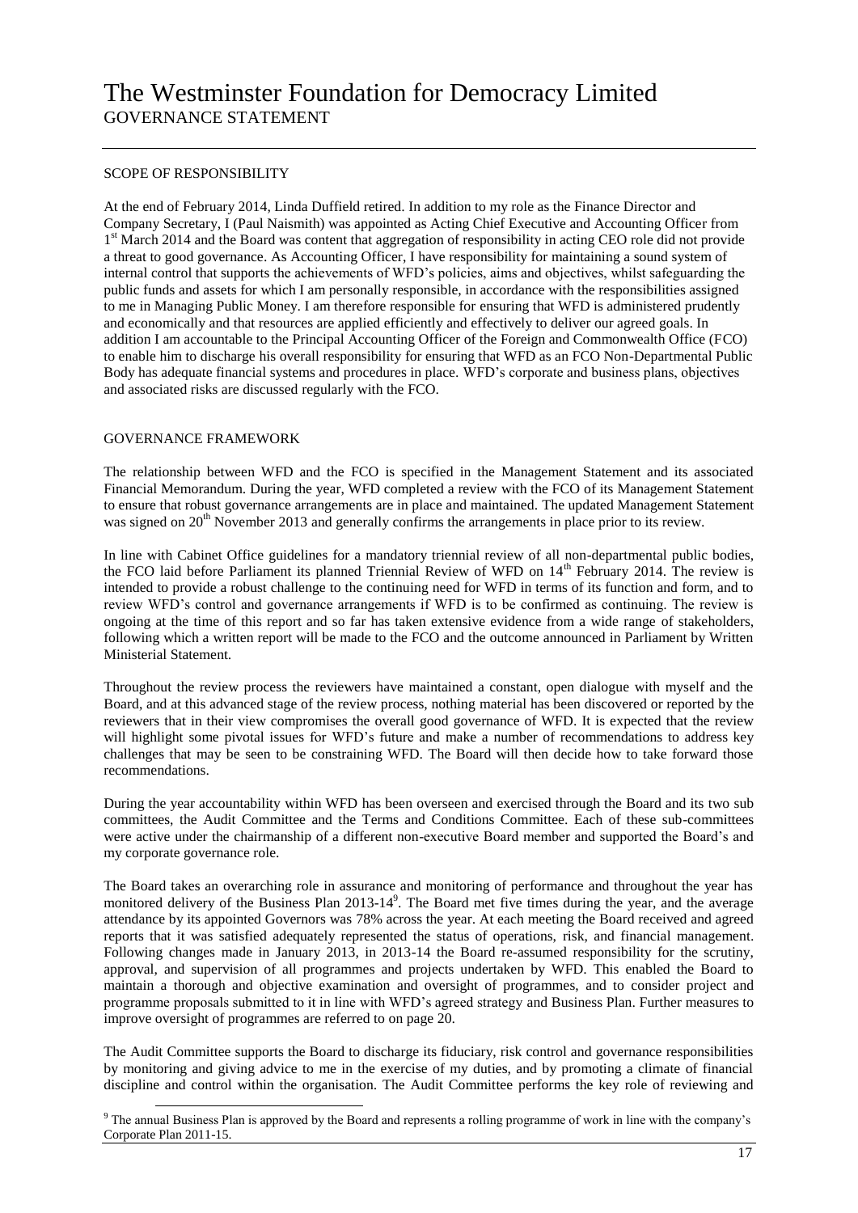# The Westminster Foundation for Democracy Limited

GOVERNANCE STATEMENT

## SCOPE OF RESPONSIBILITY

At the end of February 2014, Linda Duffield retired. In addition to my role as the Finance Director and Company Secretary, I (Paul Naismith) was appointed as Acting Chief Executive and Accounting Officer from 1st March 2014 and the Board was content that aggregation of responsibility in acting CEO role did not provide a threat to good governance. As Accounting Officer, I have responsibility for maintaining a sound system of internal control that supports the achievements of WFD's policies, aims and objectives, whilst safeguarding the public funds and assets for which I am personally responsible, in accordance with the responsibilities assigned to me in Managing Public Money. I am therefore responsible for ensuring that WFD is administered prudently and economically and that resources are applied efficiently and effectively to deliver our agreed goals. In addition I am accountable to the Principal Accounting Officer of the Foreign and Commonwealth Office (FCO) to enable him to discharge his overall responsibility for ensuring that WFD as an FCO Non-Departmental Public Body has adequate financial systems and procedures in place. WFD's corporate and business plans, objectives and associated risks are discussed regularly with the FCO.

## GOVERNANCE FRAMEWORK

The relationship between WFD and the FCO is specified in the Management Statement and its associated Financial Memorandum. During the year, WFD completed a review with the FCO of its Management Statement to ensure that robust governance arrangements are in place and maintained. The updated Management Statement was signed on 20th November 2013 and generally confirms the arrangements in place prior to its review.

In line with Cabinet Office guidelines for a mandatory triennial review of all non-departmental public bodies, the FCO laid before Parliament its planned Triennial Review of WFD on 14th February 2014. The review is intended to provide a robust challenge to the continuing need for WFD in terms of its function and form, and to review WFD's control and governance arrangements if WFD is to be confirmed as continuing. The review is ongoing at the time of this report and so far has taken extensive evidence from a wide range of stakeholders, following which a written report will be made to the FCO and the outcome announced in Parliament by Written Ministerial Statement.

Throughout the review process the reviewers have maintained a constant, open dialogue with myself and the Board, and at this advanced stage of the review process, nothing material has been discovered or reported by the reviewers that in their view compromises the overall good governance of WFD. It is expected that the review will highlight some pivotal issues for WFD's future and make a number of recommendations to address key challenges that may be seen to be constraining WFD. The Board will then decide how to take forward those recommendations.

During the year accountability within WFD has been overseen and exercised through the Board and its two sub committees, the Audit Committee and the Terms and Conditions Committee. Each of these sub-committees were active under the chairmanship of a different non-executive Board member and supported the Board's and my corporate governance role.

The Board takes an overarching role in assurance and monitoring of performance and throughout the year has monitored delivery of the Business Plan 2013-14[9]. The Board met five times during the year, and the average attendance by its appointed Governors was 78% across the year. At each meeting the Board received and agreed reports that it was satisfied adequately represented the status of operations, risk, and financial management. Following changes made in January 2013, in 2013-14 the Board re-assumed responsibility for the scrutiny, approval, and supervision of all programmes and projects undertaken by WFD. This enabled the Board to maintain a thorough and objective examination and oversight of programmes, and to consider project and programme proposals submitted to it in line with WFD's agreed strategy and Business Plan. Further measures to improve oversight of programmes are referred to on page 20.

The Audit Committee supports the Board to discharge its fiduciary, risk control and governance responsibilities by monitoring and giving advice to me in the exercise of my duties, and by promoting a climate of financial discipline and control within the organisation. The Audit Committee performs the key role of reviewing and

[9] The annual Business Plan is approved by the Board and represents a rolling programme of work in line with the company's Corporate Plan 2011-15.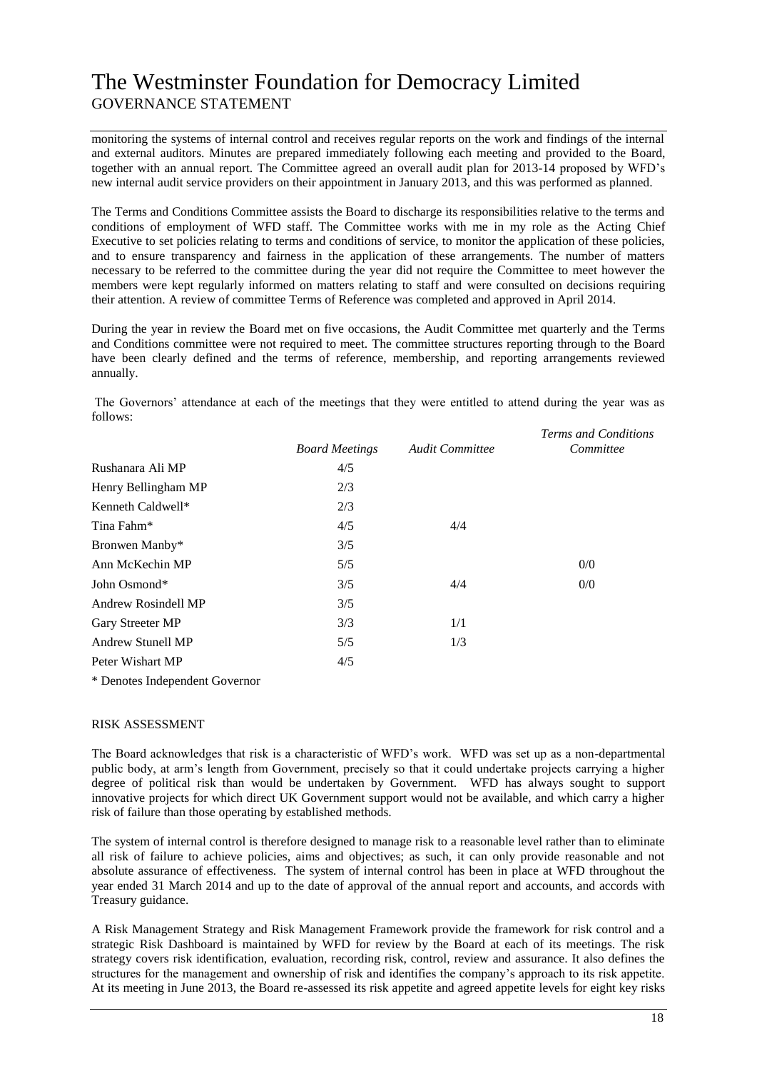monitoring the systems of internal control and receives regular reports on the work and findings of the internal and external auditors. Minutes are prepared immediately following each meeting and provided to the Board, together with an annual report. The Committee agreed an overall audit plan for 2013-14 proposed by WFD's new internal audit service providers on their appointment in January 2013, and this was performed as planned.

The Terms and Conditions Committee assists the Board to discharge its responsibilities relative to the terms and conditions of employment of WFD staff. The Committee works with me in my role as the Acting Chief Executive to set policies relating to terms and conditions of service, to monitor the application of these policies, and to ensure transparency and fairness in the application of these arrangements. The number of matters necessary to be referred to the committee during the year did not require the Committee to meet however the members were kept regularly informed on matters relating to staff and were consulted on decisions requiring their attention. A review of committee Terms of Reference was completed and approved in April 2014.

During the year in review the Board met on five occasions, the Audit Committee met quarterly and the Terms and Conditions committee were not required to meet. The committee structures reporting through to the Board have been clearly defined and the terms of reference, membership, and reporting arrangements reviewed annually.

The Governors' attendance at each of the meetings that they were entitled to attend during the year was as follows:

| | *Board Meetings* | *Audit Committee* | *Terms and Conditions Committee* |
|---|---|---|---|
| Rushanara Ali MP | 4/5 | | |
| Henry Bellingham MP | 2/3 | | |
| Kenneth Caldwell* | 2/3 | | |
| Tina Fahm* | 4/5 | 4/4 | |
| Bronwen Manby* | 3/5 | | |
| Ann McKechin MP | 5/5 | | 0/0 |
| John Osmond* | 3/5 | 4/4 | 0/0 |
| Andrew Rosindell MP | 3/5 | | |
| Gary Streeter MP | 3/3 | 1/1 | |
| Andrew Stunell MP | 5/5 | 1/3 | |
| Peter Wishart MP | 4/5 | | |

* Denotes Independent Governor

RISK ASSESSMENT

The Board acknowledges that risk is a characteristic of WFD's work. WFD was set up as a non-departmental public body, at arm's length from Government, precisely so that it could undertake projects carrying a higher degree of political risk than would be undertaken by Government. WFD has always sought to support innovative projects for which direct UK Government support would not be available, and which carry a higher risk of failure than those operating by established methods.

The system of internal control is therefore designed to manage risk to a reasonable level rather than to eliminate all risk of failure to achieve policies, aims and objectives; as such, it can only provide reasonable and not absolute assurance of effectiveness. The system of internal control has been in place at WFD throughout the year ended 31 March 2014 and up to the date of approval of the annual report and accounts, and accords with Treasury guidance.

A Risk Management Strategy and Risk Management Framework provide the framework for risk control and a strategic Risk Dashboard is maintained by WFD for review by the Board at each of its meetings. The risk strategy covers risk identification, evaluation, recording risk, control, review and assurance. It also defines the structures for the management and ownership of risk and identifies the company's approach to its risk appetite. At its meeting in June 2013, the Board re-assessed its risk appetite and agreed appetite levels for eight key risks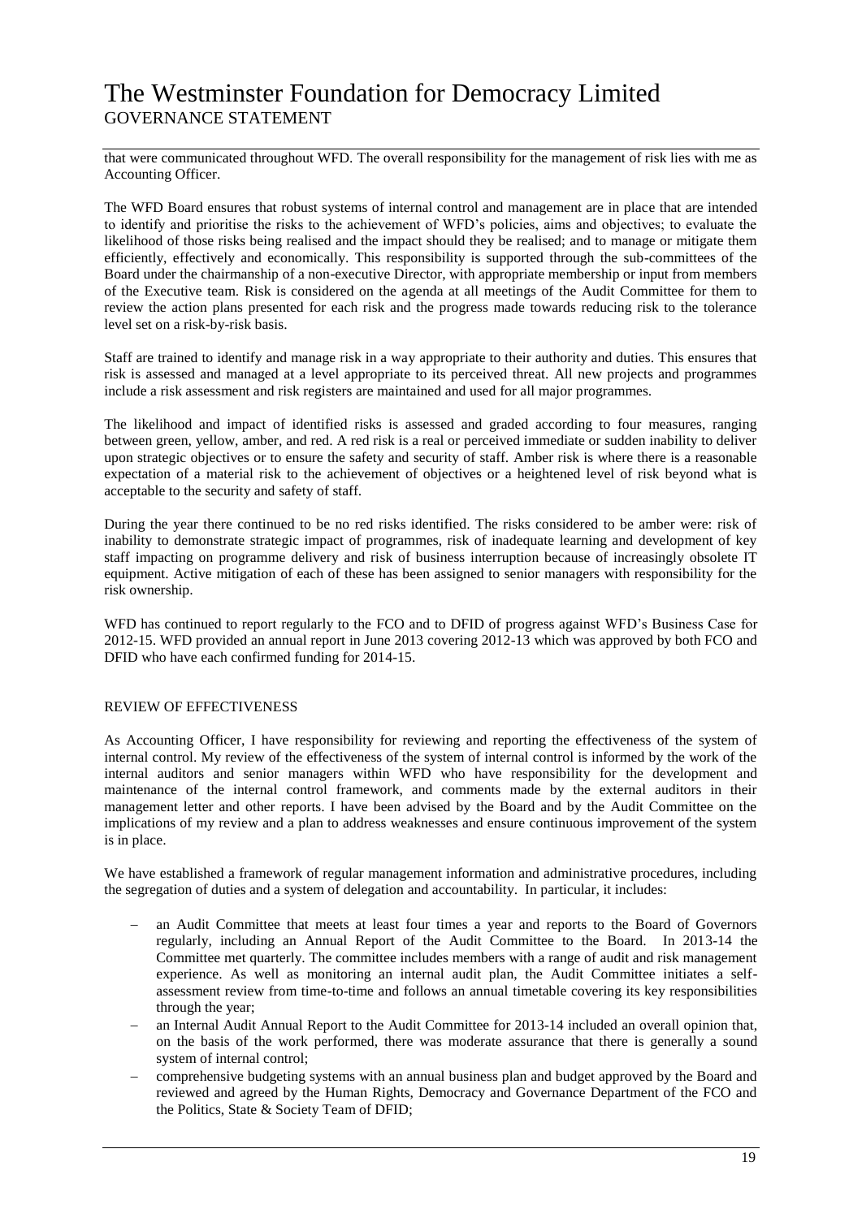that were communicated throughout WFD. The overall responsibility for the management of risk lies with me as Accounting Officer.

The WFD Board ensures that robust systems of internal control and management are in place that are intended to identify and prioritise the risks to the achievement of WFD's policies, aims and objectives; to evaluate the likelihood of those risks being realised and the impact should they be realised; and to manage or mitigate them efficiently, effectively and economically. This responsibility is supported through the sub-committees of the Board under the chairmanship of a non-executive Director, with appropriate membership or input from members of the Executive team. Risk is considered on the agenda at all meetings of the Audit Committee for them to review the action plans presented for each risk and the progress made towards reducing risk to the tolerance level set on a risk-by-risk basis.

Staff are trained to identify and manage risk in a way appropriate to their authority and duties. This ensures that risk is assessed and managed at a level appropriate to its perceived threat. All new projects and programmes include a risk assessment and risk registers are maintained and used for all major programmes.

The likelihood and impact of identified risks is assessed and graded according to four measures, ranging between green, yellow, amber, and red. A red risk is a real or perceived immediate or sudden inability to deliver upon strategic objectives or to ensure the safety and security of staff. Amber risk is where there is a reasonable expectation of a material risk to the achievement of objectives or a heightened level of risk beyond what is acceptable to the security and safety of staff.

During the year there continued to be no red risks identified. The risks considered to be amber were: risk of inability to demonstrate strategic impact of programmes, risk of inadequate learning and development of key staff impacting on programme delivery and risk of business interruption because of increasingly obsolete IT equipment. Active mitigation of each of these has been assigned to senior managers with responsibility for the risk ownership.

WFD has continued to report regularly to the FCO and to DFID of progress against WFD's Business Case for 2012-15. WFD provided an annual report in June 2013 covering 2012-13 which was approved by both FCO and DFID who have each confirmed funding for 2014-15.

## REVIEW OF EFFECTIVENESS

As Accounting Officer, I have responsibility for reviewing and reporting the effectiveness of the system of internal control. My review of the effectiveness of the system of internal control is informed by the work of the internal auditors and senior managers within WFD who have responsibility for the development and maintenance of the internal control framework, and comments made by the external auditors in their management letter and other reports. I have been advised by the Board and by the Audit Committee on the implications of my review and a plan to address weaknesses and ensure continuous improvement of the system is in place.

We have established a framework of regular management information and administrative procedures, including the segregation of duties and a system of delegation and accountability. In particular, it includes:

- an Audit Committee that meets at least four times a year and reports to the Board of Governors regularly, including an Annual Report of the Audit Committee to the Board. In 2013-14 the Committee met quarterly. The committee includes members with a range of audit and risk management experience. As well as monitoring an internal audit plan, the Audit Committee initiates a self-assessment review from time-to-time and follows an annual timetable covering its key responsibilities through the year;
- an Internal Audit Annual Report to the Audit Committee for 2013-14 included an overall opinion that, on the basis of the work performed, there was moderate assurance that there is generally a sound system of internal control;
- comprehensive budgeting systems with an annual business plan and budget approved by the Board and reviewed and agreed by the Human Rights, Democracy and Governance Department of the FCO and the Politics, State & Society Team of DFID;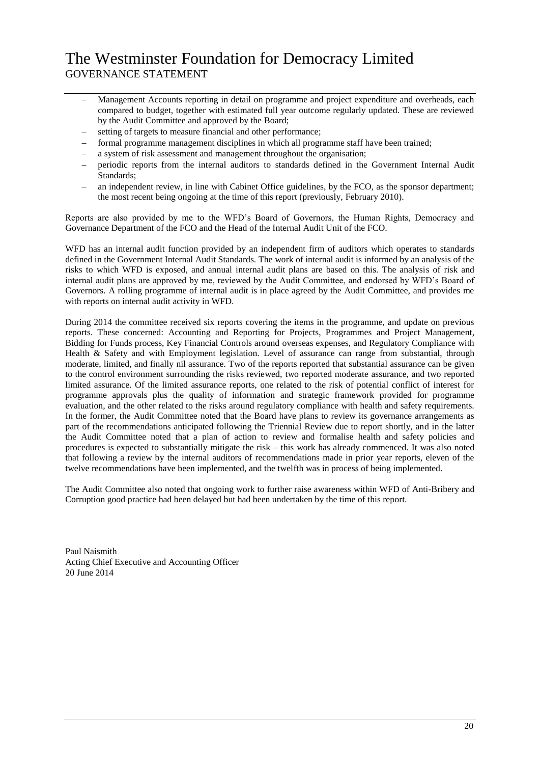- Management Accounts reporting in detail on programme and project expenditure and overheads, each compared to budget, together with estimated full year outcome regularly updated. These are reviewed by the Audit Committee and approved by the Board;
- setting of targets to measure financial and other performance;
- formal programme management disciplines in which all programme staff have been trained;
- a system of risk assessment and management throughout the organisation;
- periodic reports from the internal auditors to standards defined in the Government Internal Audit Standards;
- an independent review, in line with Cabinet Office guidelines, by the FCO, as the sponsor department; the most recent being ongoing at the time of this report (previously, February 2010).

Reports are also provided by me to the WFD's Board of Governors, the Human Rights, Democracy and Governance Department of the FCO and the Head of the Internal Audit Unit of the FCO.

WFD has an internal audit function provided by an independent firm of auditors which operates to standards defined in the Government Internal Audit Standards. The work of internal audit is informed by an analysis of the risks to which WFD is exposed, and annual internal audit plans are based on this. The analysis of risk and internal audit plans are approved by me, reviewed by the Audit Committee, and endorsed by WFD's Board of Governors. A rolling programme of internal audit is in place agreed by the Audit Committee, and provides me with reports on internal audit activity in WFD.

During 2014 the committee received six reports covering the items in the programme, and update on previous reports. These concerned: Accounting and Reporting for Projects, Programmes and Project Management, Bidding for Funds process, Key Financial Controls around overseas expenses, and Regulatory Compliance with Health & Safety and with Employment legislation. Level of assurance can range from substantial, through moderate, limited, and finally nil assurance. Two of the reports reported that substantial assurance can be given to the control environment surrounding the risks reviewed, two reported moderate assurance, and two reported limited assurance. Of the limited assurance reports, one related to the risk of potential conflict of interest for programme approvals plus the quality of information and strategic framework provided for programme evaluation, and the other related to the risks around regulatory compliance with health and safety requirements. In the former, the Audit Committee noted that the Board have plans to review its governance arrangements as part of the recommendations anticipated following the Triennial Review due to report shortly, and in the latter the Audit Committee noted that a plan of action to review and formalise health and safety policies and procedures is expected to substantially mitigate the risk – this work has already commenced. It was also noted that following a review by the internal auditors of recommendations made in prior year reports, eleven of the twelve recommendations have been implemented, and the twelfth was in process of being implemented.

The Audit Committee also noted that ongoing work to further raise awareness within WFD of Anti-Bribery and Corruption good practice had been delayed but had been undertaken by the time of this report.

Paul Naismith  
Acting Chief Executive and Accounting Officer  
20 June 2014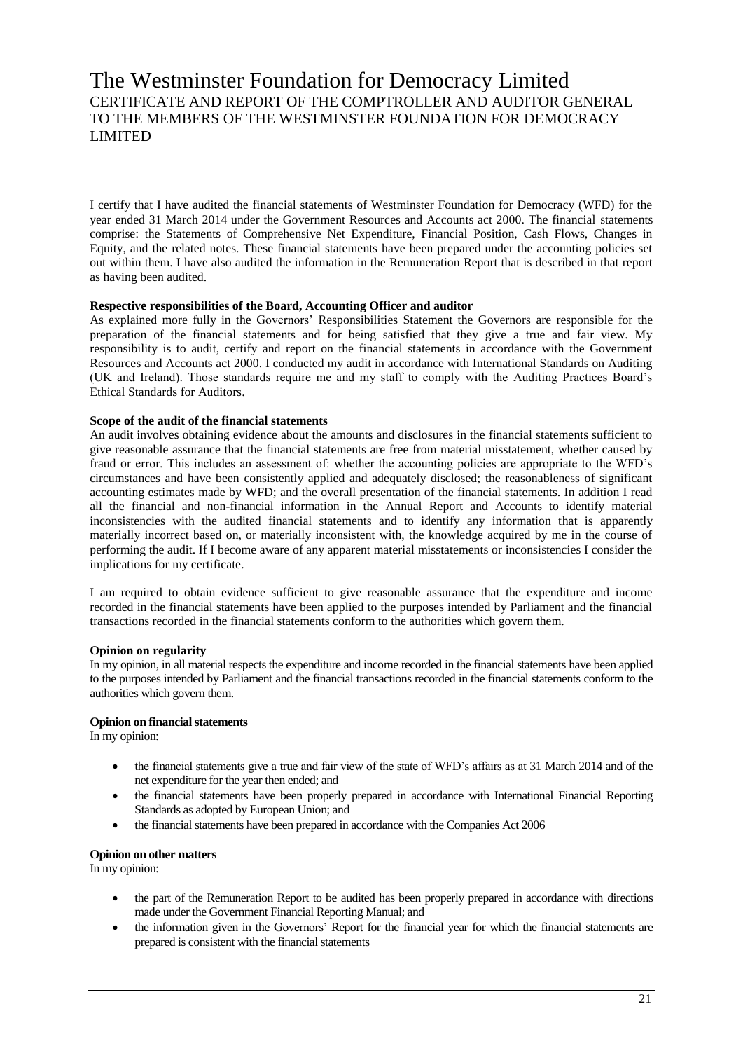# The Westminster Foundation for Democracy Limited

## CERTIFICATE AND REPORT OF THE COMPTROLLER AND AUDITOR GENERAL TO THE MEMBERS OF THE WESTMINSTER FOUNDATION FOR DEMOCRACY LIMITED

I certify that I have audited the financial statements of Westminster Foundation for Democracy (WFD) for the year ended 31 March 2014 under the Government Resources and Accounts act 2000. The financial statements comprise: the Statements of Comprehensive Net Expenditure, Financial Position, Cash Flows, Changes in Equity, and the related notes. These financial statements have been prepared under the accounting policies set out within them. I have also audited the information in the Remuneration Report that is described in that report as having been audited.

**Respective responsibilities of the Board, Accounting Officer and auditor**

As explained more fully in the Governors' Responsibilities Statement the Governors are responsible for the preparation of the financial statements and for being satisfied that they give a true and fair view. My responsibility is to audit, certify and report on the financial statements in accordance with the Government Resources and Accounts act 2000. I conducted my audit in accordance with International Standards on Auditing (UK and Ireland). Those standards require me and my staff to comply with the Auditing Practices Board's Ethical Standards for Auditors.

**Scope of the audit of the financial statements**

An audit involves obtaining evidence about the amounts and disclosures in the financial statements sufficient to give reasonable assurance that the financial statements are free from material misstatement, whether caused by fraud or error. This includes an assessment of: whether the accounting policies are appropriate to the WFD's circumstances and have been consistently applied and adequately disclosed; the reasonableness of significant accounting estimates made by WFD; and the overall presentation of the financial statements. In addition I read all the financial and non-financial information in the Annual Report and Accounts to identify material inconsistencies with the audited financial statements and to identify any information that is apparently materially incorrect based on, or materially inconsistent with, the knowledge acquired by me in the course of performing the audit. If I become aware of any apparent material misstatements or inconsistencies I consider the implications for my certificate.

I am required to obtain evidence sufficient to give reasonable assurance that the expenditure and income recorded in the financial statements have been applied to the purposes intended by Parliament and the financial transactions recorded in the financial statements conform to the authorities which govern them.

**Opinion on regularity**

In my opinion, in all material respects the expenditure and income recorded in the financial statements have been applied to the purposes intended by Parliament and the financial transactions recorded in the financial statements conform to the authorities which govern them.

**Opinion on financial statements**

In my opinion:

- the financial statements give a true and fair view of the state of WFD's affairs as at 31 March 2014 and of the net expenditure for the year then ended; and
- the financial statements have been properly prepared in accordance with International Financial Reporting Standards as adopted by European Union; and
- the financial statements have been prepared in accordance with the Companies Act 2006

**Opinion on other matters**

In my opinion:

- the part of the Remuneration Report to be audited has been properly prepared in accordance with directions made under the Government Financial Reporting Manual; and
- the information given in the Governors' Report for the financial year for which the financial statements are prepared is consistent with the financial statements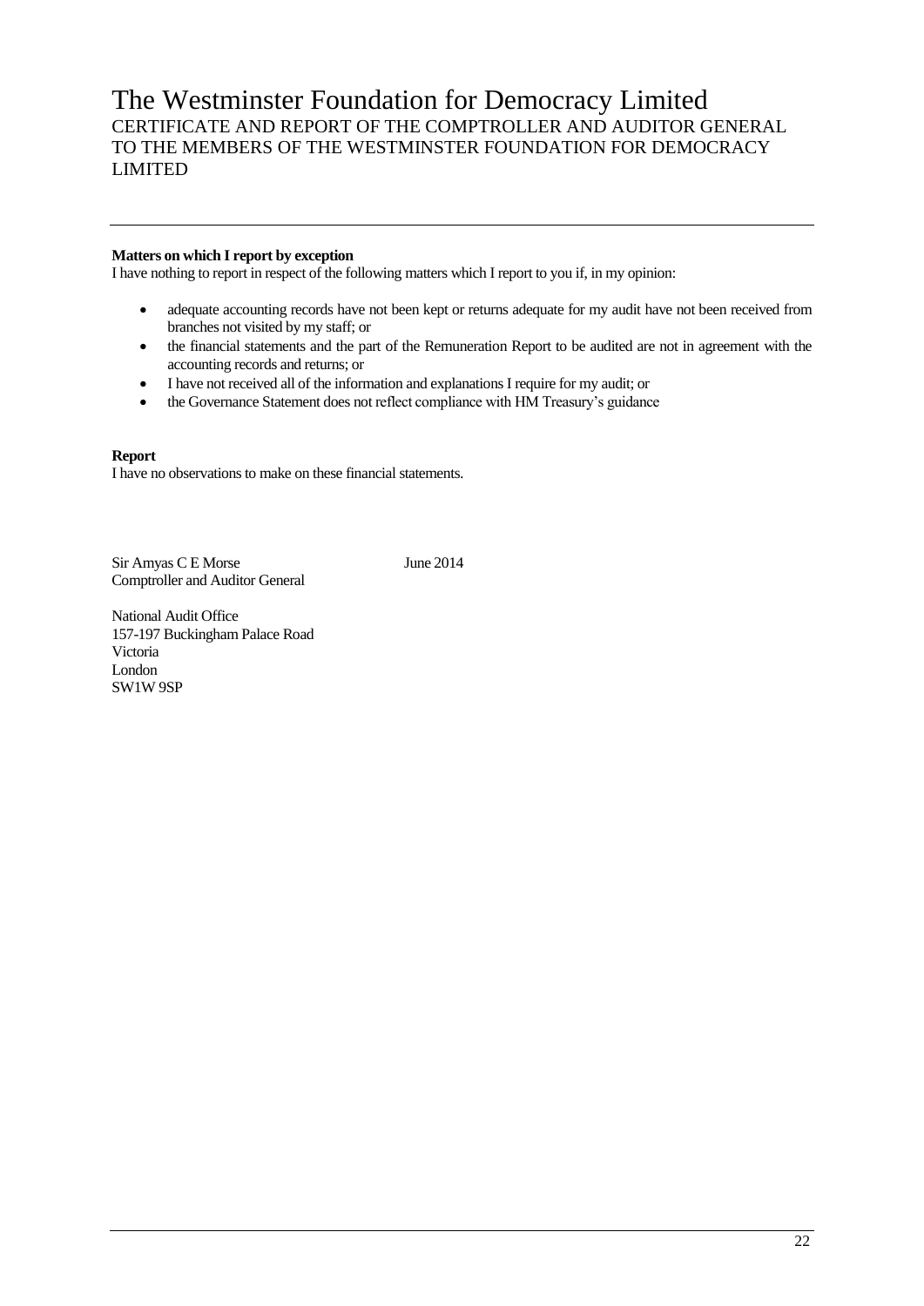# The Westminster Foundation for Democracy Limited

CERTIFICATE AND REPORT OF THE COMPTROLLER AND AUDITOR GENERAL TO THE MEMBERS OF THE WESTMINSTER FOUNDATION FOR DEMOCRACY LIMITED

**Matters on which I report by exception**

I have nothing to report in respect of the following matters which I report to you if, in my opinion:

- adequate accounting records have not been kept or returns adequate for my audit have not been received from branches not visited by my staff; or
- the financial statements and the part of the Remuneration Report to be audited are not in agreement with the accounting records and returns; or
- I have not received all of the information and explanations I require for my audit; or
- the Governance Statement does not reflect compliance with HM Treasury's guidance

**Report**

I have no observations to make on these financial statements.

Sir Amyas C E Morse
Comptroller and Auditor General

June 2014

National Audit Office
157-197 Buckingham Palace Road
Victoria
London
SW1W 9SP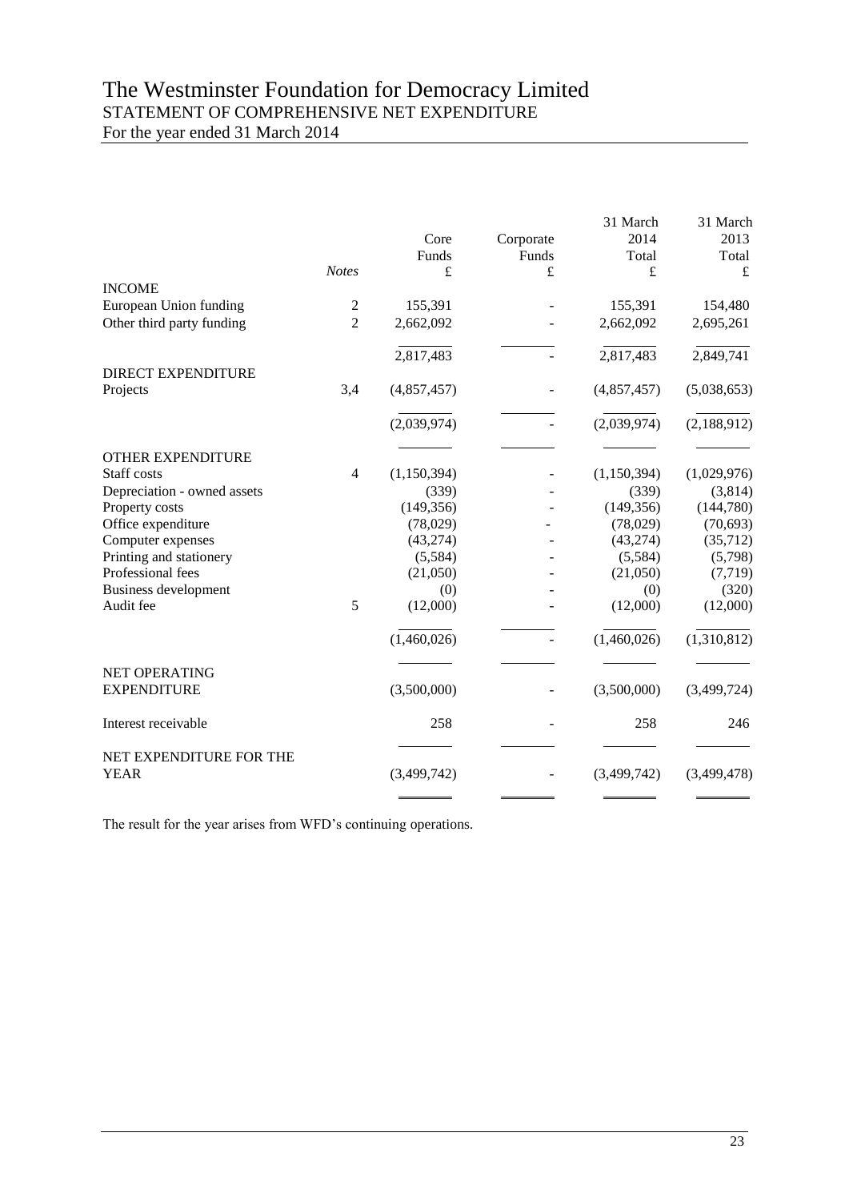# The Westminster Foundation for Democracy Limited

## STATEMENT OF COMPREHENSIVE NET EXPENDITURE

For the year ended 31 March 2014

| | *Notes* | Core Funds £ | Corporate Funds £ | 31 March 2014 Total £ | 31 March 2013 Total £ |
|---|---|---|---|---|---|
| INCOME | | | | | |
| European Union funding | 2 | 155,391 | - | 155,391 | 154,480 |
| Other third party funding | 2 | 2,662,092 | - | 2,662,092 | 2,695,261 |
| | | 2,817,483 | - | 2,817,483 | 2,849,741 |
| DIRECT EXPENDITURE | | | | | |
| Projects | 3,4 | (4,857,457) | - | (4,857,457) | (5,038,653) |
| | | (2,039,974) | - | (2,039,974) | (2,188,912) |
| OTHER EXPENDITURE | | | | | |
| Staff costs | 4 | (1,150,394) | - | (1,150,394) | (1,029,976) |
| Depreciation - owned assets | | (339) | - | (339) | (3,814) |
| Property costs | | (149,356) | - | (149,356) | (144,780) |
| Office expenditure | | (78,029) | - | (78,029) | (70,693) |
| Computer expenses | | (43,274) | - | (43,274) | (35,712) |
| Printing and stationery | | (5,584) | - | (5,584) | (5,798) |
| Professional fees | | (21,050) | - | (21,050) | (7,719) |
| Business development | | (0) | - | (0) | (320) |
| Audit fee | 5 | (12,000) | - | (12,000) | (12,000) |
| | | (1,460,026) | - | (1,460,026) | (1,310,812) |
| NET OPERATING EXPENDITURE | | (3,500,000) | - | (3,500,000) | (3,499,724) |
| Interest receivable | | 258 | - | 258 | 246 |
| NET EXPENDITURE FOR THE YEAR | | (3,499,742) | - | (3,499,742) | (3,499,478) |

The result for the year arises from WFD's continuing operations.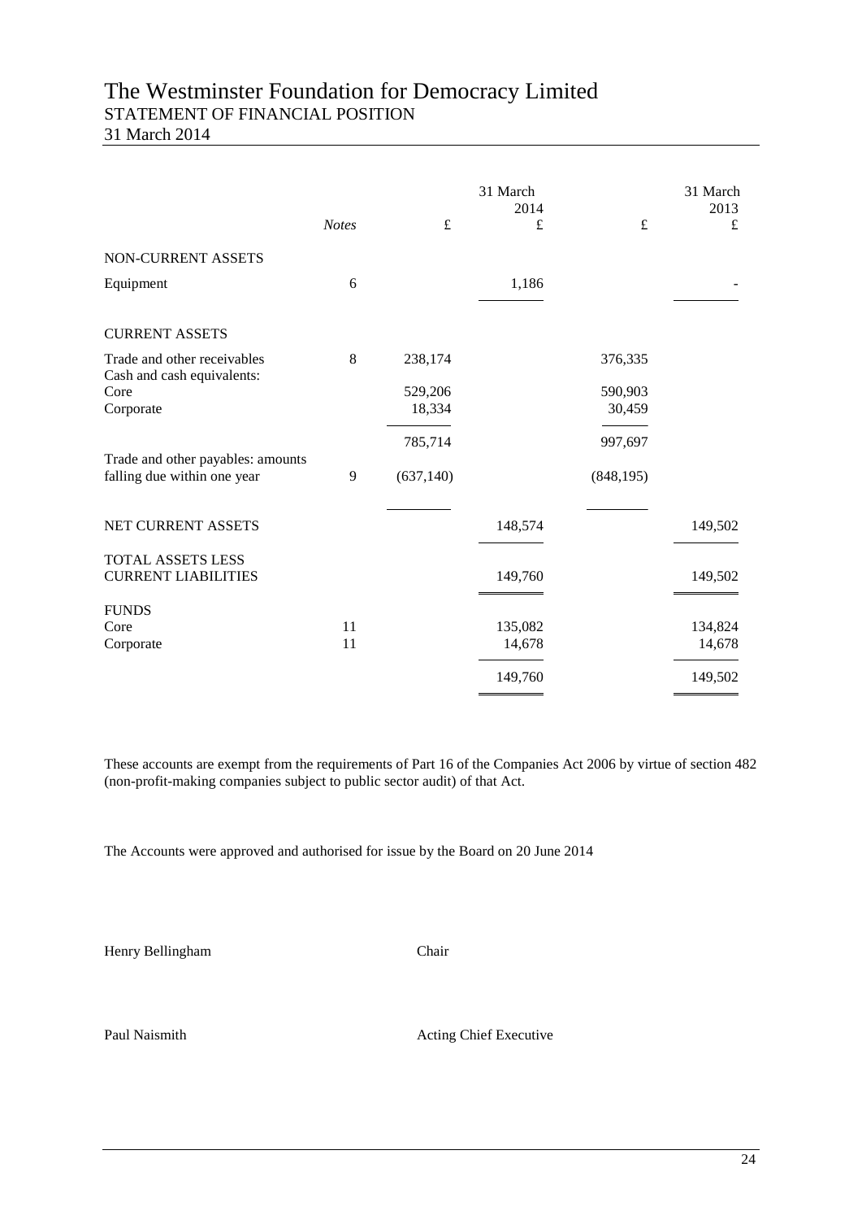# The Westminster Foundation for Democracy Limited

## STATEMENT OF FINANCIAL POSITION

31 March 2014

| | Notes | £ | 31 March 2014 £ | £ | 31 March 2013 £ |
|---|---|---|---|---|---|
| NON-CURRENT ASSETS | | | | | |
| Equipment | 6 | | 1,186 | | - |
| CURRENT ASSETS | | | | | |
| Trade and other receivables | 8 | 238,174 | | 376,335 | |
| Cash and cash equivalents: | | | | | |
| Core | | 529,206 | | 590,903 | |
| Corporate | | 18,334 | | 30,459 | |
| | | 785,714 | | 997,697 | |
| Trade and other payables: amounts falling due within one year | 9 | (637,140) | | (848,195) | |
| NET CURRENT ASSETS | | | 148,574 | | 149,502 |
| TOTAL ASSETS LESS CURRENT LIABILITIES | | | 149,760 | | 149,502 |
| FUNDS | | | | | |
| Core | 11 | | 135,082 | | 134,824 |
| Corporate | 11 | | 14,678 | | 14,678 |
| | | | 149,760 | | 149,502 |

These accounts are exempt from the requirements of Part 16 of the Companies Act 2006 by virtue of section 482 (non-profit-making companies subject to public sector audit) of that Act.

The Accounts were approved and authorised for issue by the Board on 20 June 2014

Henry Bellingham — Chair

Paul Naismith — Acting Chief Executive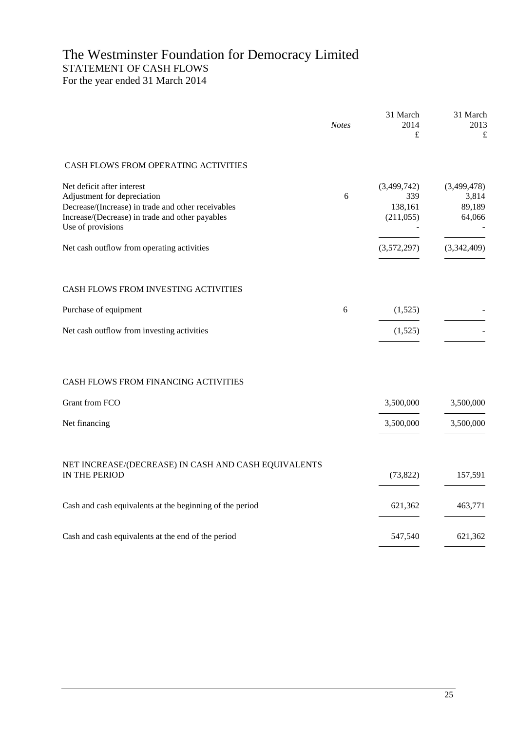# The Westminster Foundation for Democracy Limited

## STATEMENT OF CASH FLOWS

For the year ended 31 March 2014

| | *Notes* | 31 March 2014 £ | 31 March 2013 £ |
|---|---|---|---|
| CASH FLOWS FROM OPERATING ACTIVITIES | | | |
| Net deficit after interest | | (3,499,742) | (3,499,478) |
| Adjustment for depreciation | 6 | 339 | 3,814 |
| Decrease/(Increase) in trade and other receivables | | 138,161 | 89,189 |
| Increase/(Decrease) in trade and other payables | | (211,055) | 64,066 |
| Use of provisions | | - | - |
| Net cash outflow from operating activities | | (3,572,297) | (3,342,409) |
| CASH FLOWS FROM INVESTING ACTIVITIES | | | |
| Purchase of equipment | 6 | (1,525) | - |
| Net cash outflow from investing activities | | (1,525) | - |
| CASH FLOWS FROM FINANCING ACTIVITIES | | | |
| Grant from FCO | | 3,500,000 | 3,500,000 |
| Net financing | | 3,500,000 | 3,500,000 |
| NET INCREASE/(DECREASE) IN CASH AND CASH EQUIVALENTS IN THE PERIOD | | (73,822) | 157,591 |
| Cash and cash equivalents at the beginning of the period | | 621,362 | 463,771 |
| Cash and cash equivalents at the end of the period | | 547,540 | 621,362 |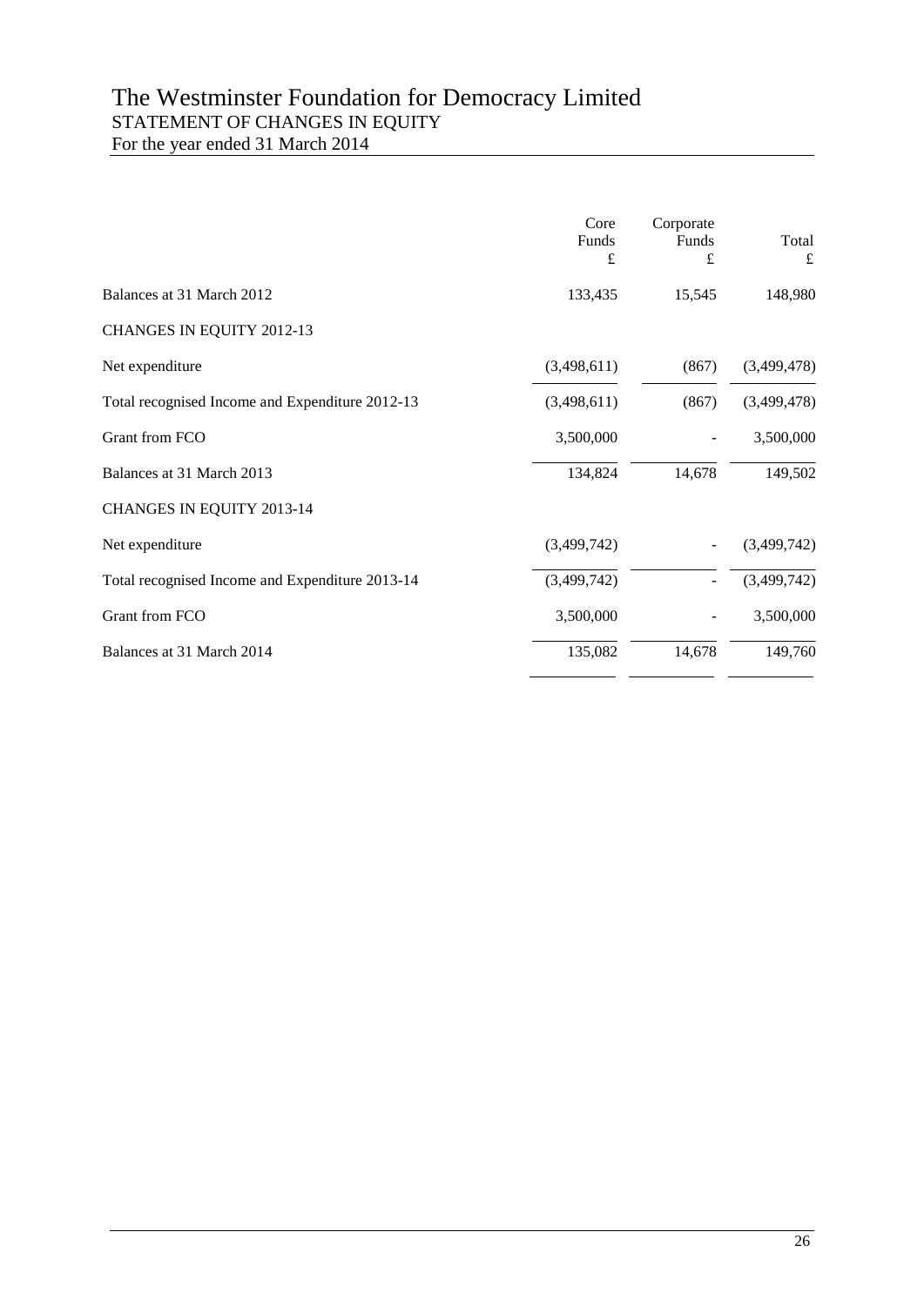# The Westminster Foundation for Democracy Limited

## STATEMENT OF CHANGES IN EQUITY

For the year ended 31 March 2014

| | Core Funds £ | Corporate Funds £ | Total £ |
|---|---|---|---|
| Balances at 31 March 2012 | 133,435 | 15,545 | 148,980 |
| CHANGES IN EQUITY 2012-13 | | | |
| Net expenditure | (3,498,611) | (867) | (3,499,478) |
| Total recognised Income and Expenditure 2012-13 | (3,498,611) | (867) | (3,499,478) |
| Grant from FCO | 3,500,000 | - | 3,500,000 |
| Balances at 31 March 2013 | 134,824 | 14,678 | 149,502 |
| CHANGES IN EQUITY 2013-14 | | | |
| Net expenditure | (3,499,742) | - | (3,499,742) |
| Total recognised Income and Expenditure 2013-14 | (3,499,742) | - | (3,499,742) |
| Grant from FCO | 3,500,000 | - | 3,500,000 |
| Balances at 31 March 2014 | 135,082 | 14,678 | 149,760 |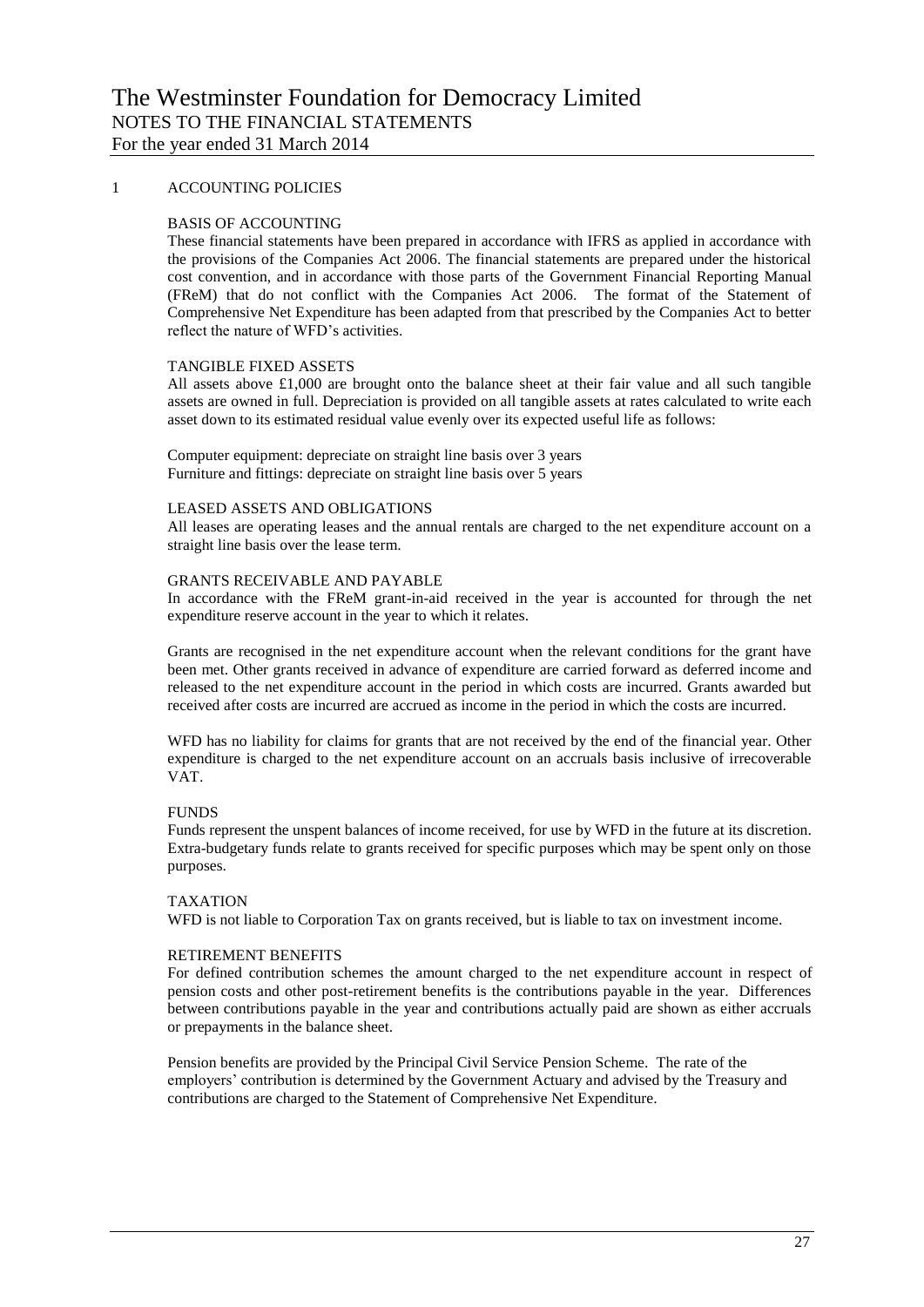# The Westminster Foundation for Democracy Limited

## NOTES TO THE FINANCIAL STATEMENTS

For the year ended 31 March 2014

### 1 ACCOUNTING POLICIES

#### BASIS OF ACCOUNTING

These financial statements have been prepared in accordance with IFRS as applied in accordance with the provisions of the Companies Act 2006. The financial statements are prepared under the historical cost convention, and in accordance with those parts of the Government Financial Reporting Manual (FReM) that do not conflict with the Companies Act 2006. The format of the Statement of Comprehensive Net Expenditure has been adapted from that prescribed by the Companies Act to better reflect the nature of WFD's activities.

#### TANGIBLE FIXED ASSETS

All assets above £1,000 are brought onto the balance sheet at their fair value and all such tangible assets are owned in full. Depreciation is provided on all tangible assets at rates calculated to write each asset down to its estimated residual value evenly over its expected useful life as follows:

Computer equipment: depreciate on straight line basis over 3 years
Furniture and fittings: depreciate on straight line basis over 5 years

#### LEASED ASSETS AND OBLIGATIONS

All leases are operating leases and the annual rentals are charged to the net expenditure account on a straight line basis over the lease term.

#### GRANTS RECEIVABLE AND PAYABLE

In accordance with the FReM grant-in-aid received in the year is accounted for through the net expenditure reserve account in the year to which it relates.

Grants are recognised in the net expenditure account when the relevant conditions for the grant have been met. Other grants received in advance of expenditure are carried forward as deferred income and released to the net expenditure account in the period in which costs are incurred. Grants awarded but received after costs are incurred are accrued as income in the period in which the costs are incurred.

WFD has no liability for claims for grants that are not received by the end of the financial year. Other expenditure is charged to the net expenditure account on an accruals basis inclusive of irrecoverable VAT.

#### FUNDS

Funds represent the unspent balances of income received, for use by WFD in the future at its discretion. Extra-budgetary funds relate to grants received for specific purposes which may be spent only on those purposes.

#### TAXATION

WFD is not liable to Corporation Tax on grants received, but is liable to tax on investment income.

#### RETIREMENT BENEFITS

For defined contribution schemes the amount charged to the net expenditure account in respect of pension costs and other post-retirement benefits is the contributions payable in the year. Differences between contributions payable in the year and contributions actually paid are shown as either accruals or prepayments in the balance sheet.

Pension benefits are provided by the Principal Civil Service Pension Scheme. The rate of the employers' contribution is determined by the Government Actuary and advised by the Treasury and contributions are charged to the Statement of Comprehensive Net Expenditure.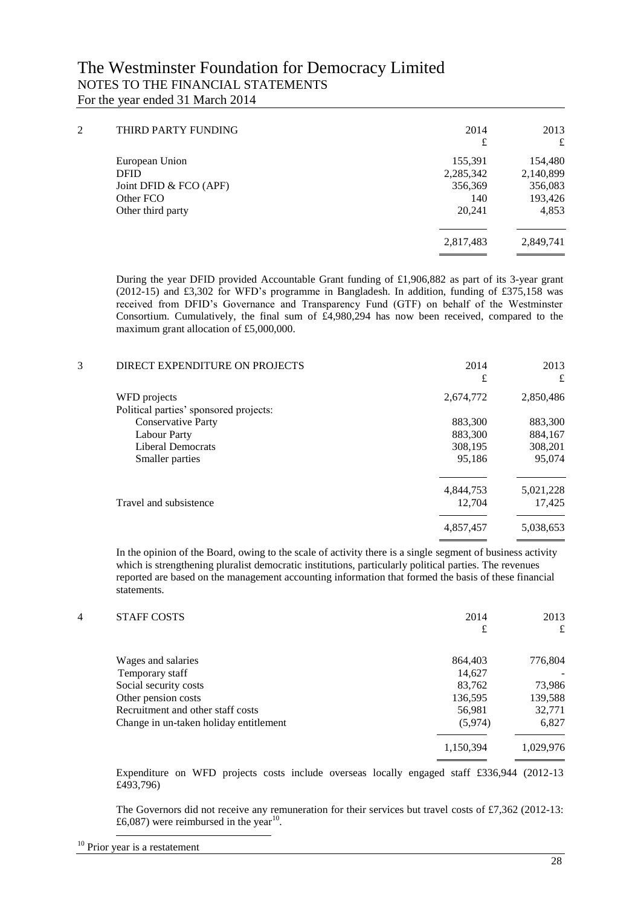# The Westminster Foundation for Democracy Limited

## NOTES TO THE FINANCIAL STATEMENTS

For the year ended 31 March 2014

### 2 THIRD PARTY FUNDING

| | 2014 £ | 2013 £ |
|---|---|---|
| European Union | 155,391 | 154,480 |
| DFID | 2,285,342 | 2,140,899 |
| Joint DFID & FCO (APF) | 356,369 | 356,083 |
| Other FCO | 140 | 193,426 |
| Other third party | 20,241 | 4,853 |
| | 2,817,483 | 2,849,741 |

During the year DFID provided Accountable Grant funding of £1,906,882 as part of its 3-year grant (2012-15) and £3,302 for WFD's programme in Bangladesh. In addition, funding of £375,158 was received from DFID's Governance and Transparency Fund (GTF) on behalf of the Westminster Consortium. Cumulatively, the final sum of £4,980,294 has now been received, compared to the maximum grant allocation of £5,000,000.

### 3 DIRECT EXPENDITURE ON PROJECTS

| | 2014 £ | 2013 £ |
|---|---|---|
| WFD projects | 2,674,772 | 2,850,486 |
| Political parties' sponsored projects: | | |
| Conservative Party | 883,300 | 883,300 |
| Labour Party | 883,300 | 884,167 |
| Liberal Democrats | 308,195 | 308,201 |
| Smaller parties | 95,186 | 95,074 |
| | 4,844,753 | 5,021,228 |
| Travel and subsistence | 12,704 | 17,425 |
| | 4,857,457 | 5,038,653 |

In the opinion of the Board, owing to the scale of activity there is a single segment of business activity which is strengthening pluralist democratic institutions, particularly political parties. The revenues reported are based on the management accounting information that formed the basis of these financial statements.

### 4 STAFF COSTS

| | 2014 £ | 2013 £ |
|---|---|---|
| Wages and salaries | 864,403 | 776,804 |
| Temporary staff | 14,627 | - |
| Social security costs | 83,762 | 73,986 |
| Other pension costs | 136,595 | 139,588 |
| Recruitment and other staff costs | 56,981 | 32,771 |
| Change in un-taken holiday entitlement | (5,974) | 6,827 |
| | 1,150,394 | 1,029,976 |

Expenditure on WFD projects costs include overseas locally engaged staff £336,944 (2012-13 £493,796)

The Governors did not receive any remuneration for their services but travel costs of £7,362 (2012-13: £6,087) were reimbursed in the year[10].

[10] Prior year is a restatement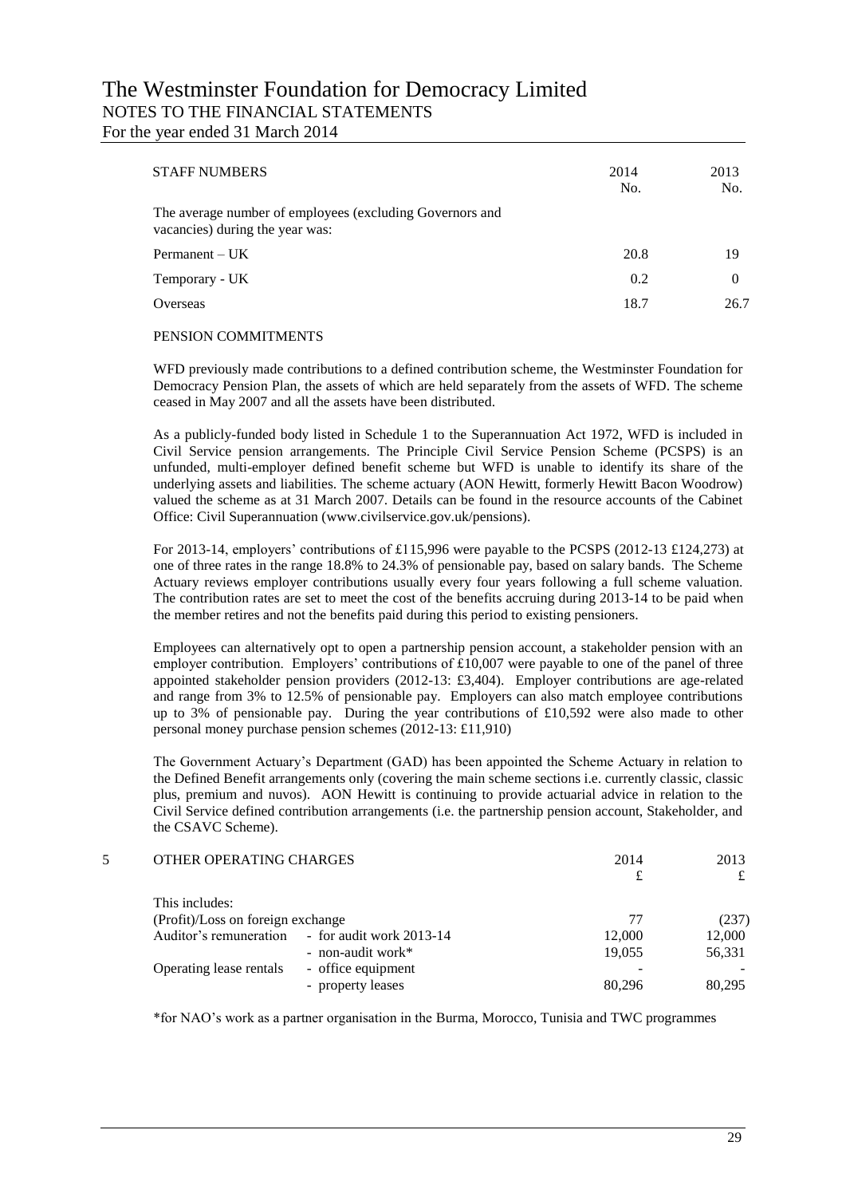# The Westminster Foundation for Democracy Limited
## NOTES TO THE FINANCIAL STATEMENTS
For the year ended 31 March 2014

| STAFF NUMBERS | 2014 No. | 2013 No. |
|---|---|---|
| The average number of employees (excluding Governors and vacancies) during the year was: | | |
| Permanent – UK | 20.8 | 19 |
| Temporary - UK | 0.2 | 0 |
| Overseas | 18.7 | 26.7 |

PENSION COMMITMENTS

WFD previously made contributions to a defined contribution scheme, the Westminster Foundation for Democracy Pension Plan, the assets of which are held separately from the assets of WFD. The scheme ceased in May 2007 and all the assets have been distributed.

As a publicly-funded body listed in Schedule 1 to the Superannuation Act 1972, WFD is included in Civil Service pension arrangements. The Principle Civil Service Pension Scheme (PCSPS) is an unfunded, multi-employer defined benefit scheme but WFD is unable to identify its share of the underlying assets and liabilities. The scheme actuary (AON Hewitt, formerly Hewitt Bacon Woodrow) valued the scheme as at 31 March 2007. Details can be found in the resource accounts of the Cabinet Office: Civil Superannuation (www.civilservice.gov.uk/pensions).

For 2013-14, employers' contributions of £115,996 were payable to the PCSPS (2012-13 £124,273) at one of three rates in the range 18.8% to 24.3% of pensionable pay, based on salary bands. The Scheme Actuary reviews employer contributions usually every four years following a full scheme valuation. The contribution rates are set to meet the cost of the benefits accruing during 2013-14 to be paid when the member retires and not the benefits paid during this period to existing pensioners.

Employees can alternatively opt to open a partnership pension account, a stakeholder pension with an employer contribution. Employers' contributions of £10,007 were payable to one of the panel of three appointed stakeholder pension providers (2012-13: £3,404). Employer contributions are age-related and range from 3% to 12.5% of pensionable pay. Employers can also match employee contributions up to 3% of pensionable pay. During the year contributions of £10,592 were also made to other personal money purchase pension schemes (2012-13: £11,910)

The Government Actuary's Department (GAD) has been appointed the Scheme Actuary in relation to the Defined Benefit arrangements only (covering the main scheme sections i.e. currently classic, classic plus, premium and nuvos). AON Hewitt is continuing to provide actuarial advice in relation to the Civil Service defined contribution arrangements (i.e. the partnership pension account, Stakeholder, and the CSAVC Scheme).

## 5 OTHER OPERATING CHARGES

| | | 2014 £ | 2013 £ |
|---|---|---|---|
| This includes: | | | |
| (Profit)/Loss on foreign exchange | | 77 | (237) |
| Auditor's remuneration | - for audit work 2013-14 | 12,000 | 12,000 |
| | - non-audit work* | 19,055 | 56,331 |
| Operating lease rentals | - office equipment | - | - |
| | - property leases | 80,296 | 80,295 |

*for NAO's work as a partner organisation in the Burma, Morocco, Tunisia and TWC programmes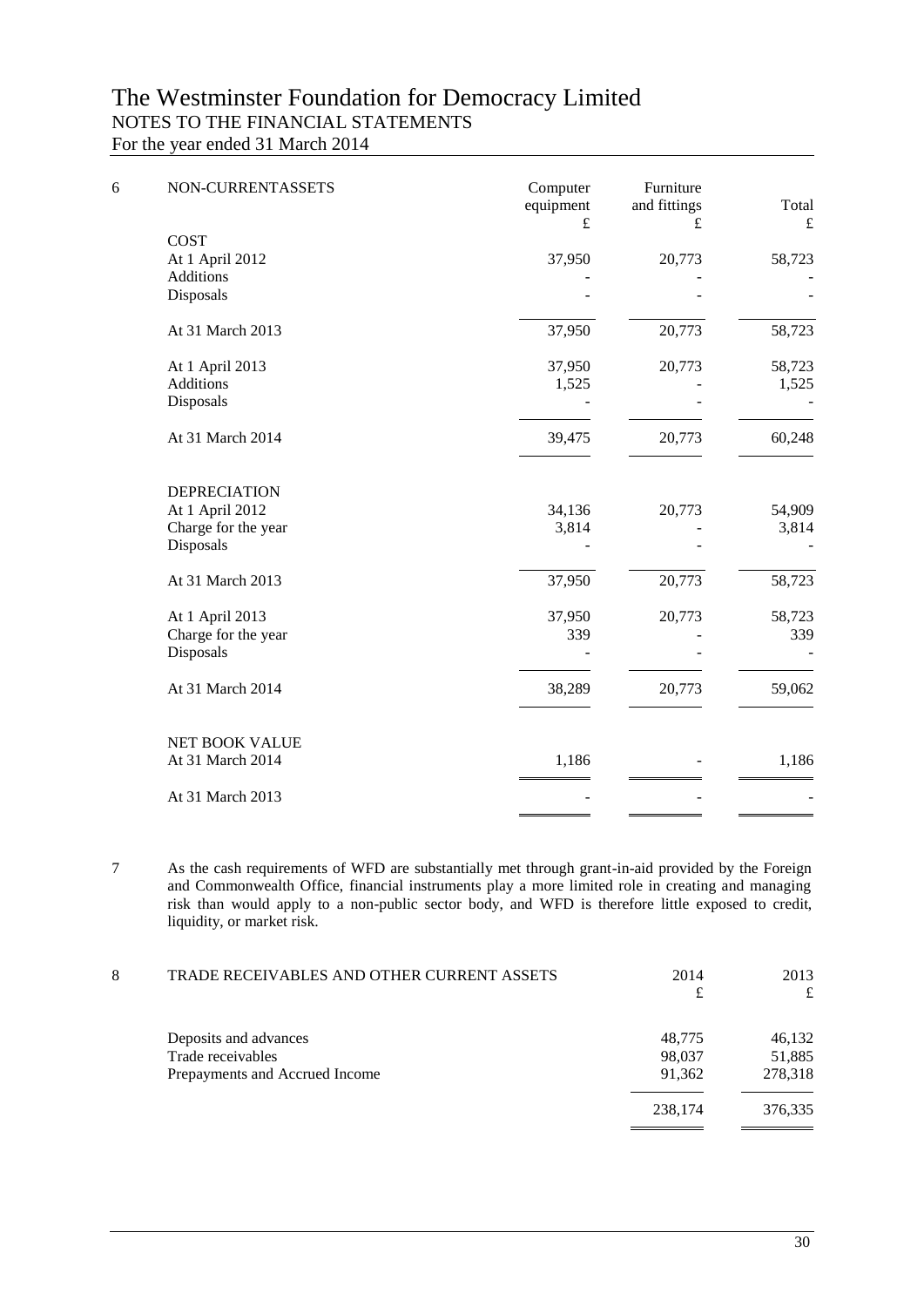# The Westminster Foundation for Democracy Limited

## NOTES TO THE FINANCIAL STATEMENTS

For the year ended 31 March 2014

### 6 NON-CURRENTASSETS

| | Computer equipment £ | Furniture and fittings £ | Total £ |
|---|---|---|---|
| **COST** | | | |
| At 1 April 2012 | 37,950 | 20,773 | 58,723 |
| Additions | - | - | - |
| Disposals | - | - | - |
| At 31 March 2013 | 37,950 | 20,773 | 58,723 |
| At 1 April 2013 | 37,950 | 20,773 | 58,723 |
| Additions | 1,525 | - | 1,525 |
| Disposals | - | - | - |
| At 31 March 2014 | 39,475 | 20,773 | 60,248 |
| **DEPRECIATION** | | | |
| At 1 April 2012 | 34,136 | 20,773 | 54,909 |
| Charge for the year | 3,814 | - | 3,814 |
| Disposals | - | - | - |
| At 31 March 2013 | 37,950 | 20,773 | 58,723 |
| At 1 April 2013 | 37,950 | 20,773 | 58,723 |
| Charge for the year | 339 | - | 339 |
| Disposals | - | - | - |
| At 31 March 2014 | 38,289 | 20,773 | 59,062 |
| **NET BOOK VALUE** | | | |
| At 31 March 2014 | 1,186 | - | 1,186 |
| At 31 March 2013 | - | - | - |

### 7

As the cash requirements of WFD are substantially met through grant-in-aid provided by the Foreign and Commonwealth Office, financial instruments play a more limited role in creating and managing risk than would apply to a non-public sector body, and WFD is therefore little exposed to credit, liquidity, or market risk.

### 8 TRADE RECEIVABLES AND OTHER CURRENT ASSETS

| | 2014 £ | 2013 £ |
|---|---|---|
| Deposits and advances | 48,775 | 46,132 |
| Trade receivables | 98,037 | 51,885 |
| Prepayments and Accrued Income | 91,362 | 278,318 |
| | 238,174 | 376,335 |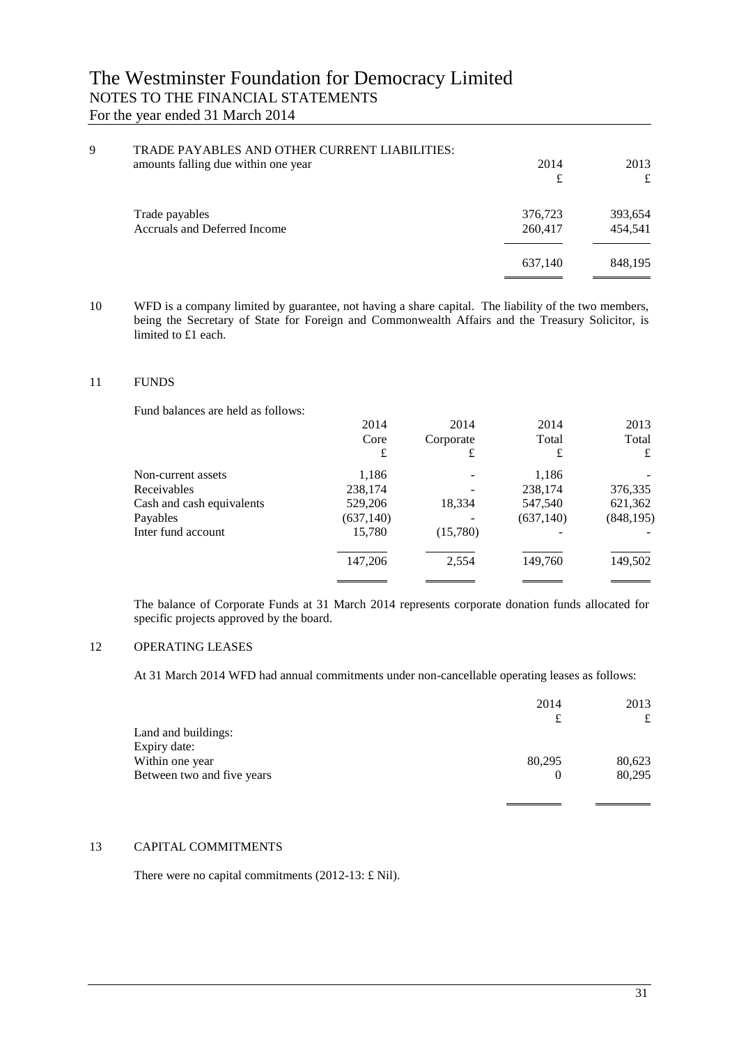# The Westminster Foundation for Democracy Limited

## NOTES TO THE FINANCIAL STATEMENTS

For the year ended 31 March 2014

### 9 TRADE PAYABLES AND OTHER CURRENT LIABILITIES:

| amounts falling due within one year | 2014 £ | 2013 £ |
|---|---|---|
| Trade payables | 376,723 | 393,654 |
| Accruals and Deferred Income | 260,417 | 454,541 |
| | 637,140 | 848,195 |

### 10

WFD is a company limited by guarantee, not having a share capital. The liability of the two members, being the Secretary of State for Foreign and Commonwealth Affairs and the Treasury Solicitor, is limited to £1 each.

### 11 FUNDS

Fund balances are held as follows:

| | 2014 Core £ | 2014 Corporate £ | 2014 Total £ | 2013 Total £ |
|---|---|---|---|---|
| Non-current assets | 1,186 | - | 1,186 | - |
| Receivables | 238,174 | - | 238,174 | 376,335 |
| Cash and cash equivalents | 529,206 | 18,334 | 547,540 | 621,362 |
| Payables | (637,140) | - | (637,140) | (848,195) |
| Inter fund account | 15,780 | (15,780) | - | - |
| | 147,206 | 2,554 | 149,760 | 149,502 |

The balance of Corporate Funds at 31 March 2014 represents corporate donation funds allocated for specific projects approved by the board.

### 12 OPERATING LEASES

At 31 March 2014 WFD had annual commitments under non-cancellable operating leases as follows:

| | 2014 £ | 2013 £ |
|---|---|---|
| Land and buildings: | | |
| Expiry date: | | |
| Within one year | 80,295 | 80,623 |
| Between two and five years | 0 | 80,295 |

### 13 CAPITAL COMMITMENTS

There were no capital commitments (2012-13: £ Nil).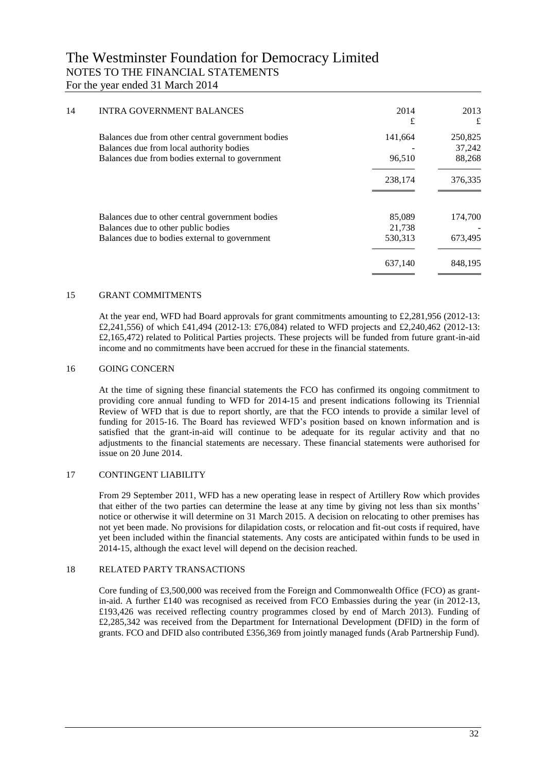## 14 INTRA GOVERNMENT BALANCES

| | 2014<br>£ | 2013<br>£ |
|---|---|---|
| Balances due from other central government bodies | 141,664 | 250,825 |
| Balances due from local authority bodies | - | 37,242 |
| Balances due from bodies external to government | 96,510 | 88,268 |
| | 238,174 | 376,335 |
| | | |
| Balances due to other central government bodies | 85,089 | 174,700 |
| Balances due to other public bodies | 21,738 | - |
| Balances due to bodies external to government | 530,313 | 673,495 |
| | 637,140 | 848,195 |

## 15 GRANT COMMITMENTS

At the year end, WFD had Board approvals for grant commitments amounting to £2,281,956 (2012-13: £2,241,556) of which £41,494 (2012-13: £76,084) related to WFD projects and £2,240,462 (2012-13: £2,165,472) related to Political Parties projects. These projects will be funded from future grant-in-aid income and no commitments have been accrued for these in the financial statements.

## 16 GOING CONCERN

At the time of signing these financial statements the FCO has confirmed its ongoing commitment to providing core annual funding to WFD for 2014-15 and present indications following its Triennial Review of WFD that is due to report shortly, are that the FCO intends to provide a similar level of funding for 2015-16. The Board has reviewed WFD's position based on known information and is satisfied that the grant-in-aid will continue to be adequate for its regular activity and that no adjustments to the financial statements are necessary. These financial statements were authorised for issue on 20 June 2014.

## 17 CONTINGENT LIABILITY

From 29 September 2011, WFD has a new operating lease in respect of Artillery Row which provides that either of the two parties can determine the lease at any time by giving not less than six months' notice or otherwise it will determine on 31 March 2015. A decision on relocating to other premises has not yet been made. No provisions for dilapidation costs, or relocation and fit-out costs if required, have yet been included within the financial statements. Any costs are anticipated within funds to be used in 2014-15, although the exact level will depend on the decision reached.

## 18 RELATED PARTY TRANSACTIONS

Core funding of £3,500,000 was received from the Foreign and Commonwealth Office (FCO) as grant-in-aid. A further £140 was recognised as received from FCO Embassies during the year (in 2012-13, £193,426 was received reflecting country programmes closed by end of March 2013). Funding of £2,285,342 was received from the Department for International Development (DFID) in the form of grants. FCO and DFID also contributed £356,369 from jointly managed funds (Arab Partnership Fund).